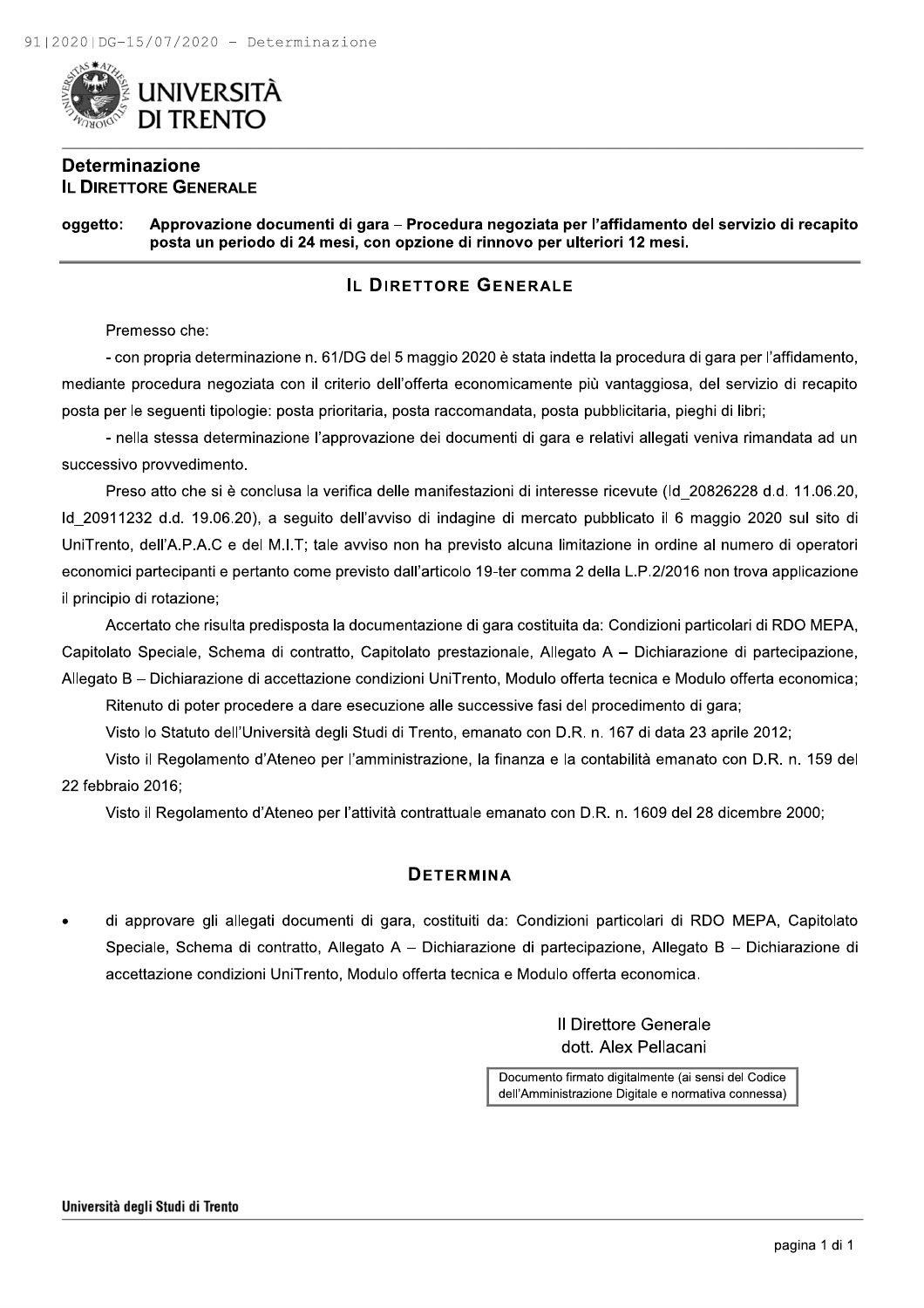UNIVERSITÀ DI TRENTO

# Determinazione
**IL DIRETTORE GENERALE**

**oggetto: Approvazione documenti di gara – Procedura negoziata per l'affidamento del servizio di recapito posta un periodo di 24 mesi, con opzione di rinnovo per ulteriori 12 mesi.**

## IL DIRETTORE GENERALE

Premesso che:

- con propria determinazione n. 61/DG del 5 maggio 2020 è stata indetta la procedura di gara per l'affidamento, mediante procedura negoziata con il criterio dell'offerta economicamente più vantaggiosa, del servizio di recapito posta per le seguenti tipologie: posta prioritaria, posta raccomandata, posta pubblicitaria, pieghi di libri;

- nella stessa determinazione l'approvazione dei documenti di gara e relativi allegati veniva rimandata ad un successivo provvedimento.

Preso atto che si è conclusa la verifica delle manifestazioni di interesse ricevute (Id_20826228 d.d. 11.06.20, Id_20911232 d.d. 19.06.20), a seguito dell'avviso di indagine di mercato pubblicato il 6 maggio 2020 sul sito di UniTrento, dell'A.P.A.C e del M.I.T; tale avviso non ha previsto alcuna limitazione in ordine al numero di operatori economici partecipanti e pertanto come previsto dall'articolo 19-ter comma 2 della L.P.2/2016 non trova applicazione il principio di rotazione;

Accertato che risulta predisposta la documentazione di gara costituita da: Condizioni particolari di RDO MEPA, Capitolato Speciale, Schema di contratto, Capitolato prestazionale, Allegato A – Dichiarazione di partecipazione, Allegato B – Dichiarazione di accettazione condizioni UniTrento, Modulo offerta tecnica e Modulo offerta economica;

Ritenuto di poter procedere a dare esecuzione alle successive fasi del procedimento di gara;

Visto lo Statuto dell'Università degli Studi di Trento, emanato con D.R. n. 167 di data 23 aprile 2012;

Visto il Regolamento d'Ateneo per l'amministrazione, la finanza e la contabilità emanato con D.R. n. 159 del 22 febbraio 2016;

Visto il Regolamento d'Ateneo per l'attività contrattuale emanato con D.R. n. 1609 del 28 dicembre 2000;

## DETERMINA

- di approvare gli allegati documenti di gara, costituiti da: Condizioni particolari di RDO MEPA, Capitolato Speciale, Schema di contratto, Allegato A – Dichiarazione di partecipazione, Allegato B – Dichiarazione di accettazione condizioni UniTrento, Modulo offerta tecnica e Modulo offerta economica.

Il Direttore Generale
dott. Alex Pellacani

Documento firmato digitalmente (ai sensi del Codice dell'Amministrazione Digitale e normativa connessa)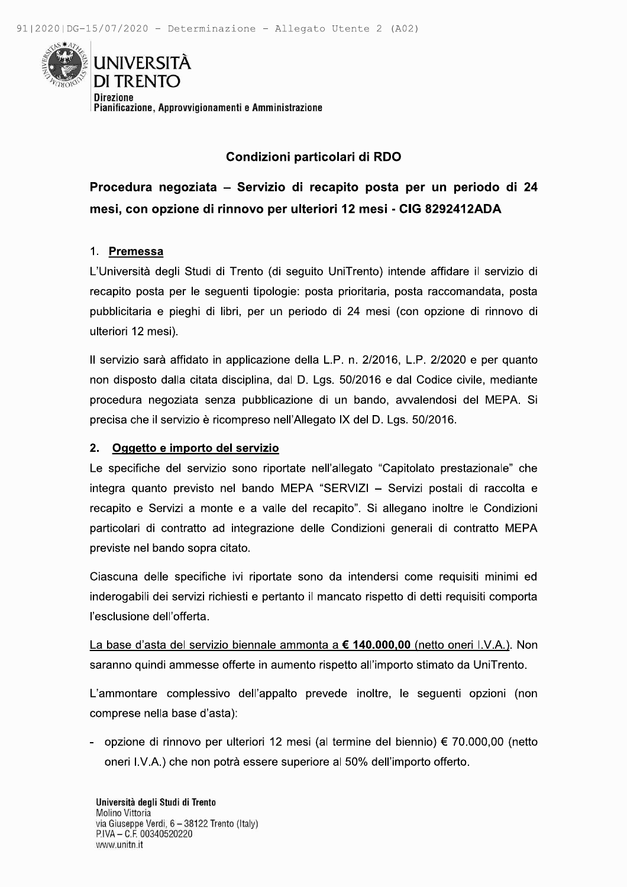# UNIVERSITÀ DI TRENTO

Direzione
Pianificazione, Approvvigionamenti e Amministrazione

## Condizioni particolari di RDO

## Procedura negoziata – Servizio di recapito posta per un periodo di 24 mesi, con opzione di rinnovo per ulteriori 12 mesi - CIG 8292412ADA

### 1. Premessa

L'Università degli Studi di Trento (di seguito UniTrento) intende affidare il servizio di recapito posta per le seguenti tipologie: posta prioritaria, posta raccomandata, posta pubblicitaria e pieghi di libri, per un periodo di 24 mesi (con opzione di rinnovo di ulteriori 12 mesi).

Il servizio sarà affidato in applicazione della L.P. n. 2/2016, L.P. 2/2020 e per quanto non disposto dalla citata disciplina, dal D. Lgs. 50/2016 e dal Codice civile, mediante procedura negoziata senza pubblicazione di un bando, avvalendosi del MEPA. Si precisa che il servizio è ricompreso nell'Allegato IX del D. Lgs. 50/2016.

### 2. Oggetto e importo del servizio

Le specifiche del servizio sono riportate nell'allegato "Capitolato prestazionale" che integra quanto previsto nel bando MEPA "SERVIZI – Servizi postali di raccolta e recapito e Servizi a monte e a valle del recapito". Si allegano inoltre le Condizioni particolari di contratto ad integrazione delle Condizioni generali di contratto MEPA previste nel bando sopra citato.

Ciascuna delle specifiche ivi riportate sono da intendersi come requisiti minimi ed inderogabili dei servizi richiesti e pertanto il mancato rispetto di detti requisiti comporta l'esclusione dell'offerta.

La base d'asta del servizio biennale ammonta a **€ 140.000,00** (netto oneri I.V.A.). Non saranno quindi ammesse offerte in aumento rispetto all'importo stimato da UniTrento.

L'ammontare complessivo dell'appalto prevede inoltre, le seguenti opzioni (non comprese nella base d'asta):

- opzione di rinnovo per ulteriori 12 mesi (al termine del biennio) € 70.000,00 (netto oneri I.V.A.) che non potrà essere superiore al 50% dell'importo offerto.

Università degli Studi di Trento
Molino Vittoria
via Giuseppe Verdi, 6 – 38122 Trento (Italy)
P.IVA – C.F. 00340520220
www.unitn.it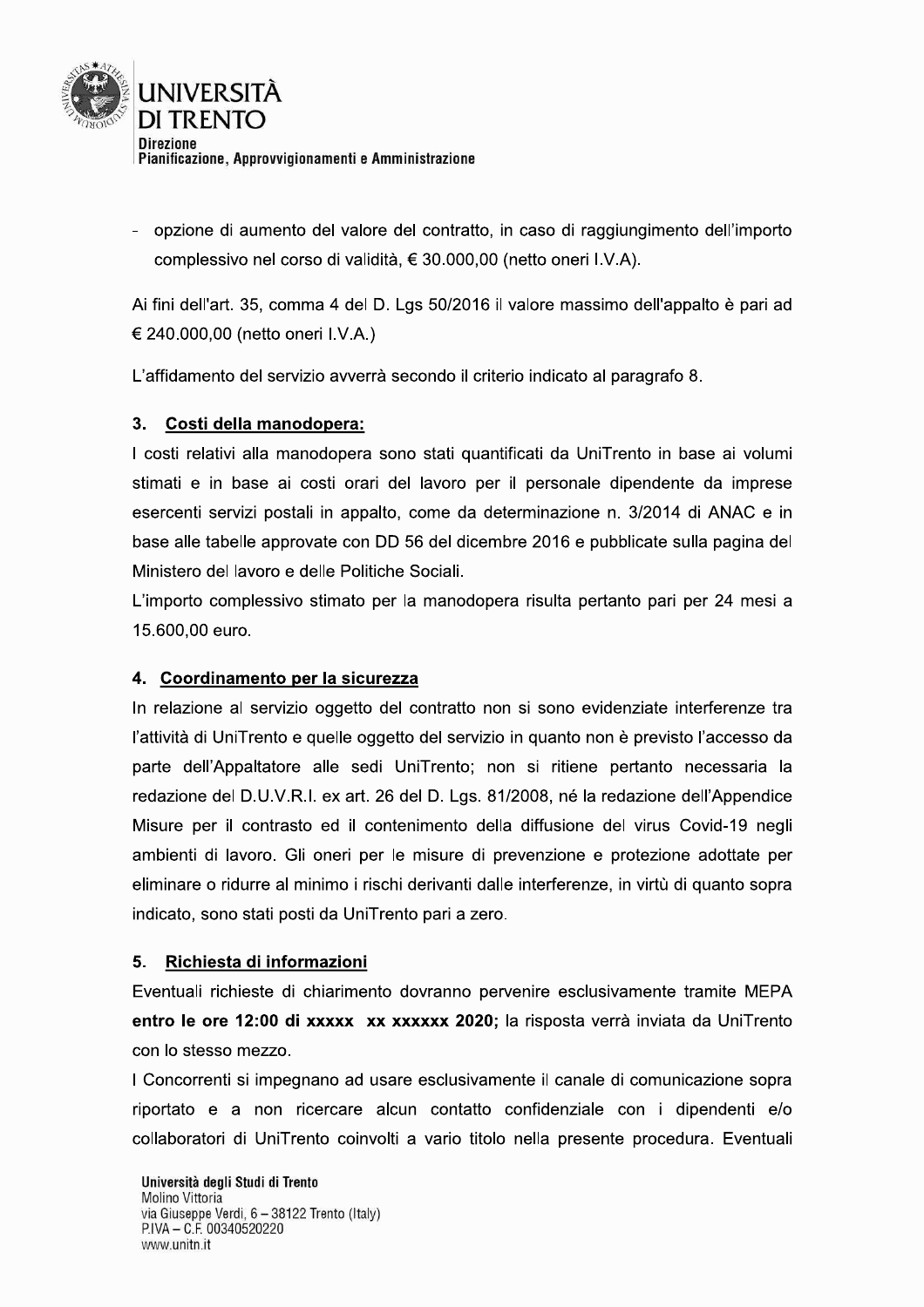- opzione di aumento del valore del contratto, in caso di raggiungimento dell'importo complessivo nel corso di validità, € 30.000,00 (netto oneri I.V.A).

Ai fini dell'art. 35, comma 4 del D. Lgs 50/2016 il valore massimo dell'appalto è pari ad € 240.000,00 (netto oneri I.V.A.)

L'affidamento del servizio avverrà secondo il criterio indicato al paragrafo 8.

## 3. Costi della manodopera:

I costi relativi alla manodopera sono stati quantificati da UniTrento in base ai volumi stimati e in base ai costi orari del lavoro per il personale dipendente da imprese esercenti servizi postali in appalto, come da determinazione n. 3/2014 di ANAC e in base alle tabelle approvate con DD 56 del dicembre 2016 e pubblicate sulla pagina del Ministero del lavoro e delle Politiche Sociali.

L'importo complessivo stimato per la manodopera risulta pertanto pari per 24 mesi a 15.600,00 euro.

## 4. Coordinamento per la sicurezza

In relazione al servizio oggetto del contratto non si sono evidenziate interferenze tra l'attività di UniTrento e quelle oggetto del servizio in quanto non è previsto l'accesso da parte dell'Appaltatore alle sedi UniTrento; non si ritiene pertanto necessaria la redazione del D.U.V.R.I. ex art. 26 del D. Lgs. 81/2008, né la redazione dell'Appendice Misure per il contrasto ed il contenimento della diffusione del virus Covid-19 negli ambienti di lavoro. Gli oneri per le misure di prevenzione e protezione adottate per eliminare o ridurre al minimo i rischi derivanti dalle interferenze, in virtù di quanto sopra indicato, sono stati posti da UniTrento pari a zero.

## 5. Richiesta di informazioni

Eventuali richieste di chiarimento dovranno pervenire esclusivamente tramite MEPA **entro le ore 12:00 di xxxxx xx xxxxxx 2020;** la risposta verrà inviata da UniTrento con lo stesso mezzo.

I Concorrenti si impegnano ad usare esclusivamente il canale di comunicazione sopra riportato e a non ricercare alcun contatto confidenziale con i dipendenti e/o collaboratori di UniTrento coinvolti a vario titolo nella presente procedura. Eventuali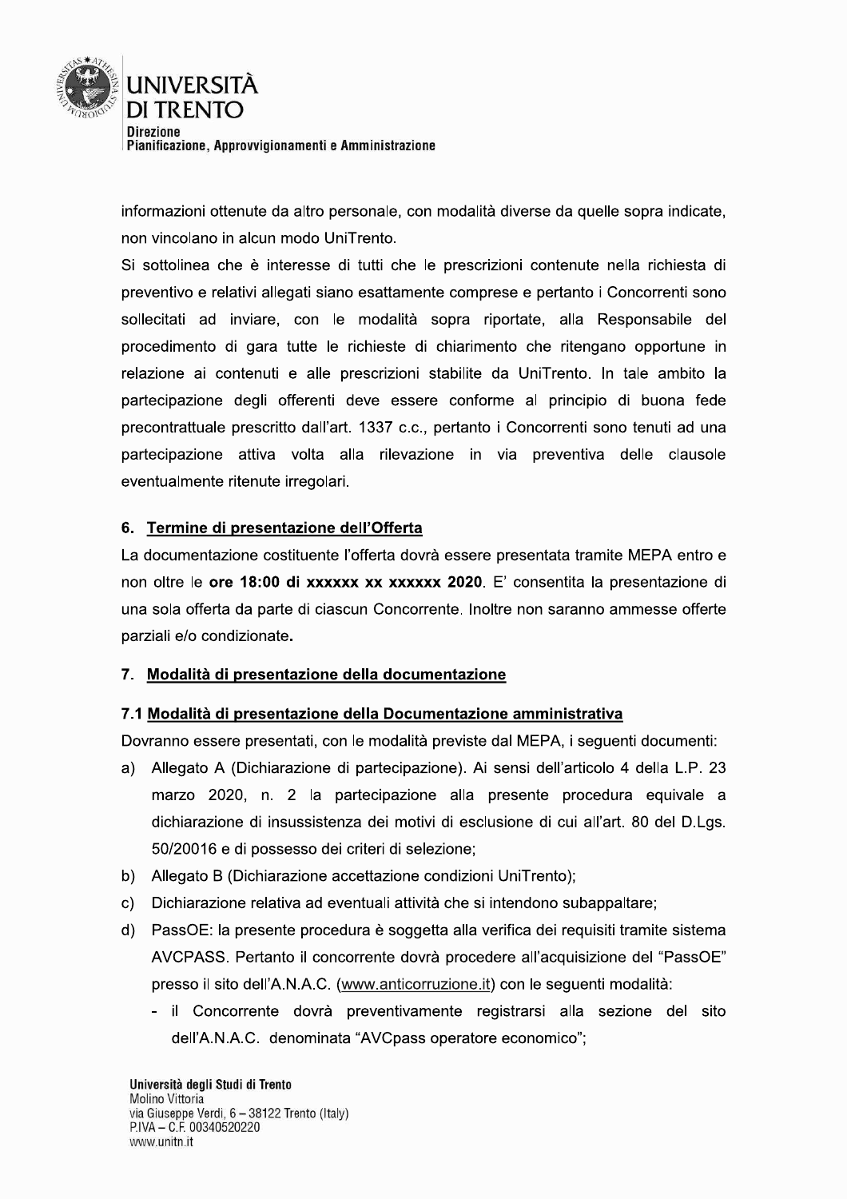informazioni ottenute da altro personale, con modalità diverse da quelle sopra indicate, non vincolano in alcun modo UniTrento.

Si sottolinea che è interesse di tutti che le prescrizioni contenute nella richiesta di preventivo e relativi allegati siano esattamente comprese e pertanto i Concorrenti sono sollecitati ad inviare, con le modalità sopra riportate, alla Responsabile del procedimento di gara tutte le richieste di chiarimento che ritengano opportune in relazione ai contenuti e alle prescrizioni stabilite da UniTrento. In tale ambito la partecipazione degli offerenti deve essere conforme al principio di buona fede precontrattuale prescritto dall'art. 1337 c.c., pertanto i Concorrenti sono tenuti ad una partecipazione attiva volta alla rilevazione in via preventiva delle clausole eventualmente ritenute irregolari.

## 6. Termine di presentazione dell'Offerta

La documentazione costituente l'offerta dovrà essere presentata tramite MEPA entro e non oltre le **ore 18:00 di xxxxxx xx xxxxxx 2020**. E' consentita la presentazione di una sola offerta da parte di ciascun Concorrente. Inoltre non saranno ammesse offerte parziali e/o condizionate**.**

## 7. Modalità di presentazione della documentazione

### 7.1 Modalità di presentazione della Documentazione amministrativa

Dovranno essere presentati, con le modalità previste dal MEPA, i seguenti documenti:

a) Allegato A (Dichiarazione di partecipazione). Ai sensi dell'articolo 4 della L.P. 23 marzo 2020, n. 2 la partecipazione alla presente procedura equivale a dichiarazione di insussistenza dei motivi di esclusione di cui all'art. 80 del D.Lgs. 50/20016 e di possesso dei criteri di selezione;

b) Allegato B (Dichiarazione accettazione condizioni UniTrento);

c) Dichiarazione relativa ad eventuali attività che si intendono subappaltare;

d) PassOE: la presente procedura è soggetta alla verifica dei requisiti tramite sistema AVCPASS. Pertanto il concorrente dovrà procedere all'acquisizione del "PassOE" presso il sito dell'A.N.A.C. (www.anticorruzione.it) con le seguenti modalità:
   - il Concorrente dovrà preventivamente registrarsi alla sezione del sito dell'A.N.A.C. denominata "AVCpass operatore economico";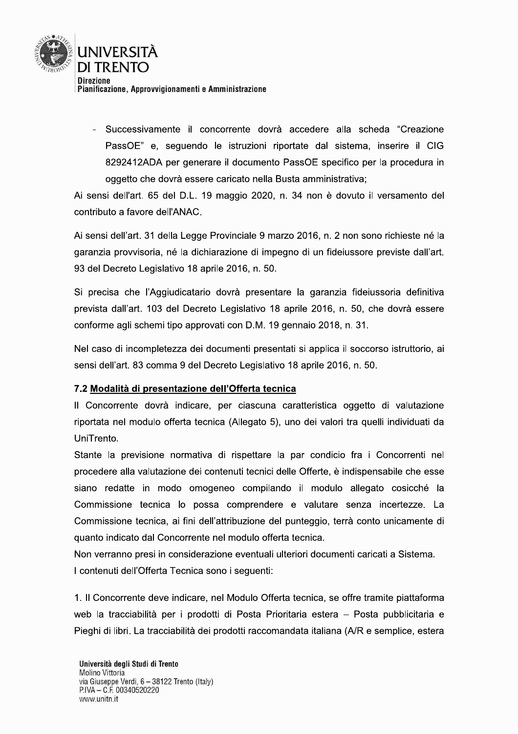- Successivamente il concorrente dovrà accedere alla scheda "Creazione PassOE" e, seguendo le istruzioni riportate dal sistema, inserire il CIG 8292412ADA per generare il documento PassOE specifico per la procedura in oggetto che dovrà essere caricato nella Busta amministrativa;

Ai sensi dell'art. 65 del D.L. 19 maggio 2020, n. 34 non è dovuto il versamento del contributo a favore dell'ANAC.

Ai sensi dell'art. 31 della Legge Provinciale 9 marzo 2016, n. 2 non sono richieste né la garanzia provvisoria, né la dichiarazione di impegno di un fideiussore previste dall'art. 93 del Decreto Legislativo 18 aprile 2016, n. 50.

Si precisa che l'Aggiudicatario dovrà presentare la garanzia fideiussoria definitiva prevista dall'art. 103 del Decreto Legislativo 18 aprile 2016, n. 50, che dovrà essere conforme agli schemi tipo approvati con D.M. 19 gennaio 2018, n. 31.

Nel caso di incompletezza dei documenti presentati si applica il soccorso istruttorio, ai sensi dell'art. 83 comma 9 del Decreto Legislativo 18 aprile 2016, n. 50.

### 7.2 Modalità di presentazione dell'Offerta tecnica

Il Concorrente dovrà indicare, per ciascuna caratteristica oggetto di valutazione riportata nel modulo offerta tecnica (Allegato 5), uno dei valori tra quelli individuati da UniTrento.

Stante la previsione normativa di rispettare la par condicio fra i Concorrenti nel procedere alla valutazione dei contenuti tecnici delle Offerte, è indispensabile che esse siano redatte in modo omogeneo compilando il modulo allegato cosicché la Commissione tecnica lo possa comprendere e valutare senza incertezze. La Commissione tecnica, ai fini dell'attribuzione del punteggio, terrà conto unicamente di quanto indicato dal Concorrente nel modulo offerta tecnica.

Non verranno presi in considerazione eventuali ulteriori documenti caricati a Sistema.

I contenuti dell'Offerta Tecnica sono i seguenti:

1. Il Concorrente deve indicare, nel Modulo Offerta tecnica, se offre tramite piattaforma web la tracciabilità per i prodotti di Posta Prioritaria estera – Posta pubblicitaria e Pieghi di libri. La tracciabilità dei prodotti raccomandata italiana (A/R e semplice, estera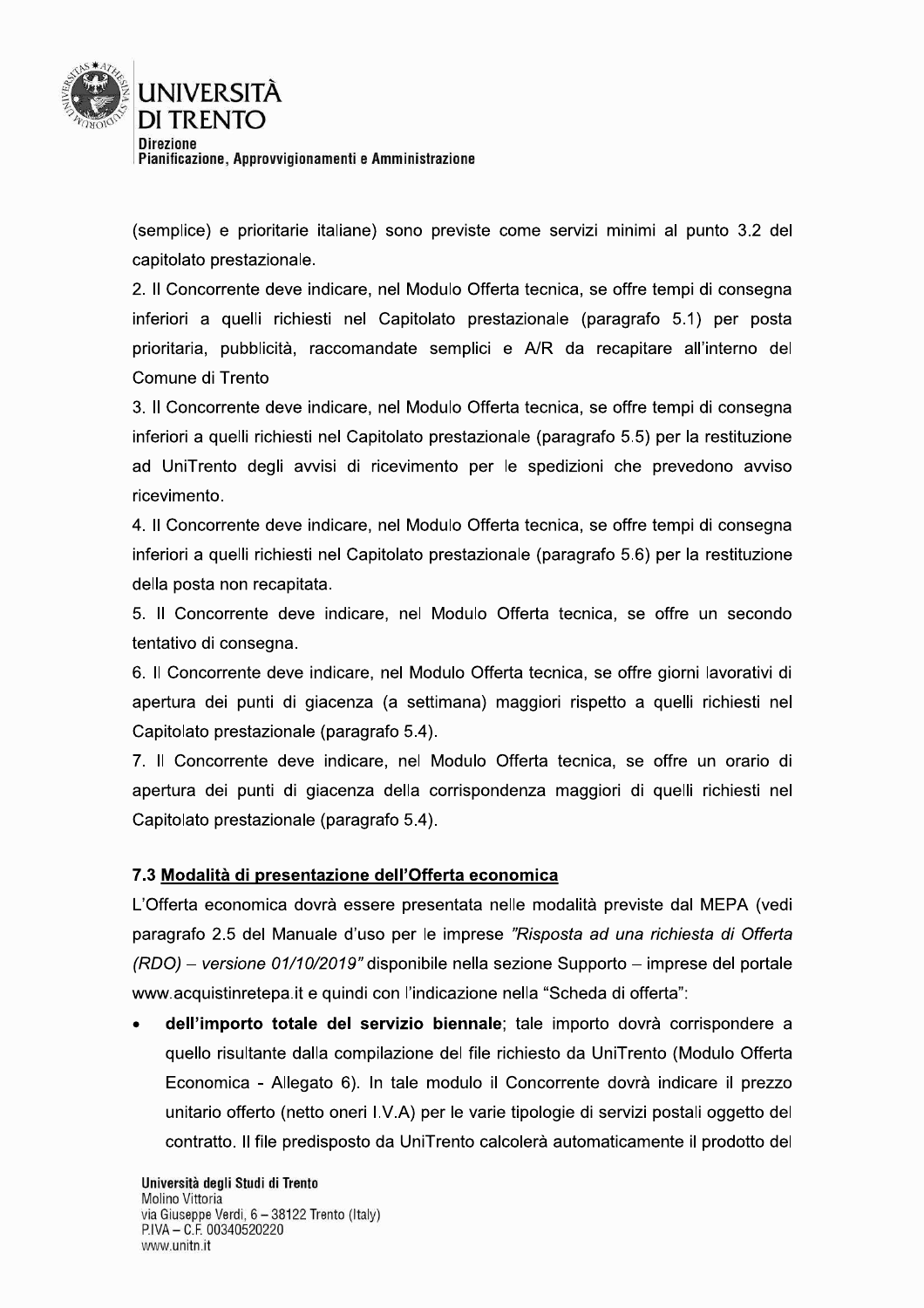(semplice) e prioritarie italiane) sono previste come servizi minimi al punto 3.2 del capitolato prestazionale.

2. Il Concorrente deve indicare, nel Modulo Offerta tecnica, se offre tempi di consegna inferiori a quelli richiesti nel Capitolato prestazionale (paragrafo 5.1) per posta prioritaria, pubblicità, raccomandate semplici e A/R da recapitare all'interno del Comune di Trento

3. Il Concorrente deve indicare, nel Modulo Offerta tecnica, se offre tempi di consegna inferiori a quelli richiesti nel Capitolato prestazionale (paragrafo 5.5) per la restituzione ad UniTrento degli avvisi di ricevimento per le spedizioni che prevedono avviso ricevimento.

4. Il Concorrente deve indicare, nel Modulo Offerta tecnica, se offre tempi di consegna inferiori a quelli richiesti nel Capitolato prestazionale (paragrafo 5.6) per la restituzione della posta non recapitata.

5. Il Concorrente deve indicare, nel Modulo Offerta tecnica, se offre un secondo tentativo di consegna.

6. Il Concorrente deve indicare, nel Modulo Offerta tecnica, se offre giorni lavorativi di apertura dei punti di giacenza (a settimana) maggiori rispetto a quelli richiesti nel Capitolato prestazionale (paragrafo 5.4).

7. Il Concorrente deve indicare, nel Modulo Offerta tecnica, se offre un orario di apertura dei punti di giacenza della corrispondenza maggiori di quelli richiesti nel Capitolato prestazionale (paragrafo 5.4).

### 7.3 Modalità di presentazione dell'Offerta economica

L'Offerta economica dovrà essere presentata nelle modalità previste dal MEPA (vedi paragrafo 2.5 del Manuale d'uso per le imprese *"Risposta ad una richiesta di Offerta (RDO) – versione 01/10/2019"* disponibile nella sezione Supporto – imprese del portale www.acquistinretepa.it e quindi con l'indicazione nella "Scheda di offerta":

- **dell'importo totale del servizio biennale**; tale importo dovrà corrispondere a quello risultante dalla compilazione del file richiesto da UniTrento (Modulo Offerta Economica - Allegato 6). In tale modulo il Concorrente dovrà indicare il prezzo unitario offerto (netto oneri I.V.A) per le varie tipologie di servizi postali oggetto del contratto. Il file predisposto da UniTrento calcolerà automaticamente il prodotto del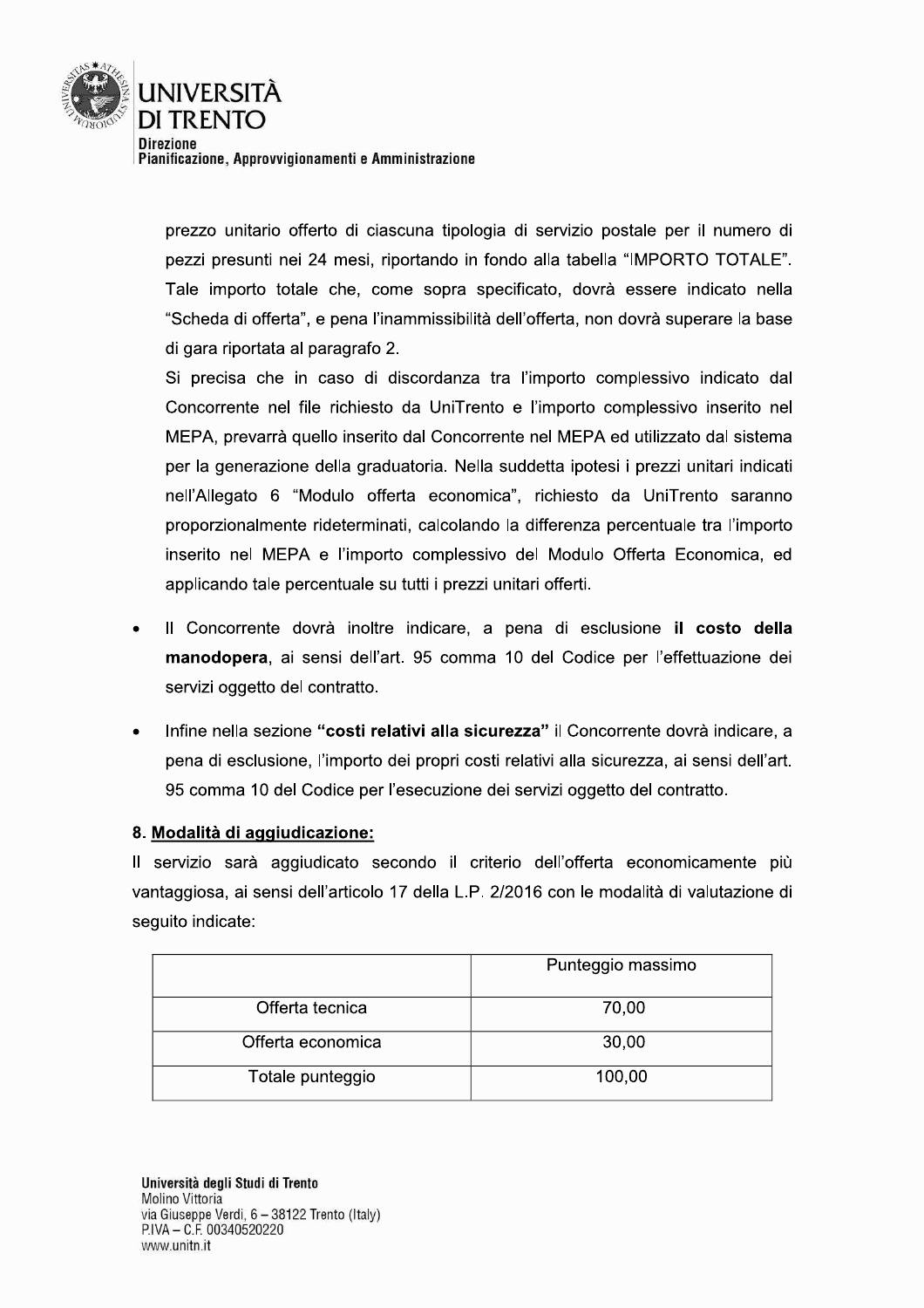prezzo unitario offerto di ciascuna tipologia di servizio postale per il numero di pezzi presunti nei 24 mesi, riportando in fondo alla tabella "IMPORTO TOTALE". Tale importo totale che, come sopra specificato, dovrà essere indicato nella "Scheda di offerta", e pena l'inammissibilità dell'offerta, non dovrà superare la base di gara riportata al paragrafo 2.

Si precisa che in caso di discordanza tra l'importo complessivo indicato dal Concorrente nel file richiesto da UniTrento e l'importo complessivo inserito nel MEPA, prevarrà quello inserito dal Concorrente nel MEPA ed utilizzato dal sistema per la generazione della graduatoria. Nella suddetta ipotesi i prezzi unitari indicati nell'Allegato 6 "Modulo offerta economica", richiesto da UniTrento saranno proporzionalmente rideterminati, calcolando la differenza percentuale tra l'importo inserito nel MEPA e l'importo complessivo del Modulo Offerta Economica, ed applicando tale percentuale su tutti i prezzi unitari offerti.

- Il Concorrente dovrà inoltre indicare, a pena di esclusione **il costo della manodopera**, ai sensi dell'art. 95 comma 10 del Codice per l'effettuazione dei servizi oggetto del contratto.
- Infine nella sezione **"costi relativi alla sicurezza"** il Concorrente dovrà indicare, a pena di esclusione, l'importo dei propri costi relativi alla sicurezza, ai sensi dell'art. 95 comma 10 del Codice per l'esecuzione dei servizi oggetto del contratto.

## 8. Modalità di aggiudicazione:

Il servizio sarà aggiudicato secondo il criterio dell'offerta economicamente più vantaggiosa, ai sensi dell'articolo 17 della L.P. 2/2016 con le modalità di valutazione di seguito indicate:

| | Punteggio massimo |
|---|---|
| Offerta tecnica | 70,00 |
| Offerta economica | 30,00 |
| Totale punteggio | 100,00 |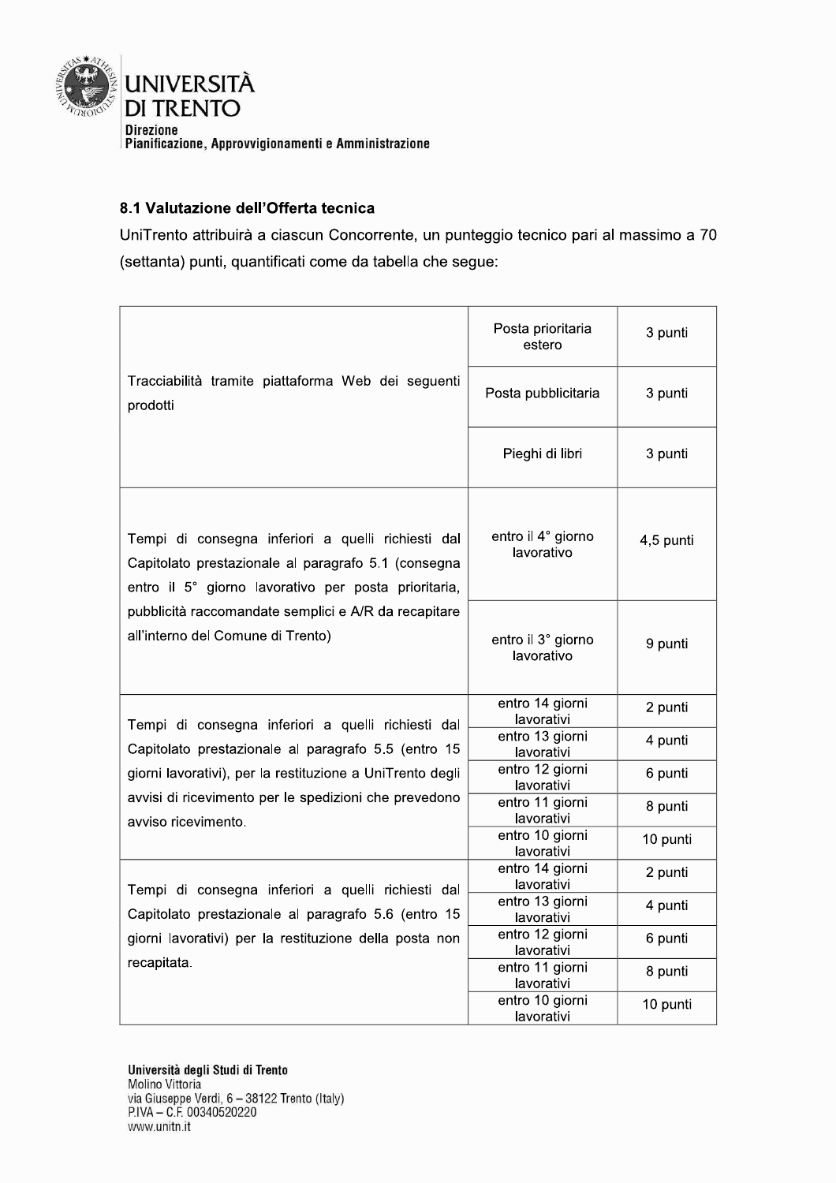### 8.1 Valutazione dell'Offerta tecnica

UniTrento attribuirà a ciascun Concorrente, un punteggio tecnico pari al massimo a 70 (settanta) punti, quantificati come da tabella che segue:

| | | |
|---|---|---|
| Tracciabilità tramite piattaforma Web dei seguenti prodotti | Posta prioritaria estero | 3 punti |
| | Posta pubblicitaria | 3 punti |
| | Pieghi di libri | 3 punti |
| Tempi di consegna inferiori a quelli richiesti dal Capitolato prestazionale al paragrafo 5.1 (consegna entro il 5° giorno lavorativo per posta prioritaria, pubblicità raccomandate semplici e A/R da recapitare all'interno del Comune di Trento) | entro il 4° giorno lavorativo | 4,5 punti |
| | entro il 3° giorno lavorativo | 9 punti |
| Tempi di consegna inferiori a quelli richiesti dal Capitolato prestazionale al paragrafo 5.5 (entro 15 giorni lavorativi), per la restituzione a UniTrento degli avvisi di ricevimento per le spedizioni che prevedono avviso ricevimento. | entro 14 giorni lavorativi | 2 punti |
| | entro 13 giorni lavorativi | 4 punti |
| | entro 12 giorni lavorativi | 6 punti |
| | entro 11 giorni lavorativi | 8 punti |
| | entro 10 giorni lavorativi | 10 punti |
| Tempi di consegna inferiori a quelli richiesti dal Capitolato prestazionale al paragrafo 5.6 (entro 15 giorni lavorativi) per la restituzione della posta non recapitata. | entro 14 giorni lavorativi | 2 punti |
| | entro 13 giorni lavorativi | 4 punti |
| | entro 12 giorni lavorativi | 6 punti |
| | entro 11 giorni lavorativi | 8 punti |
| | entro 10 giorni lavorativi | 10 punti |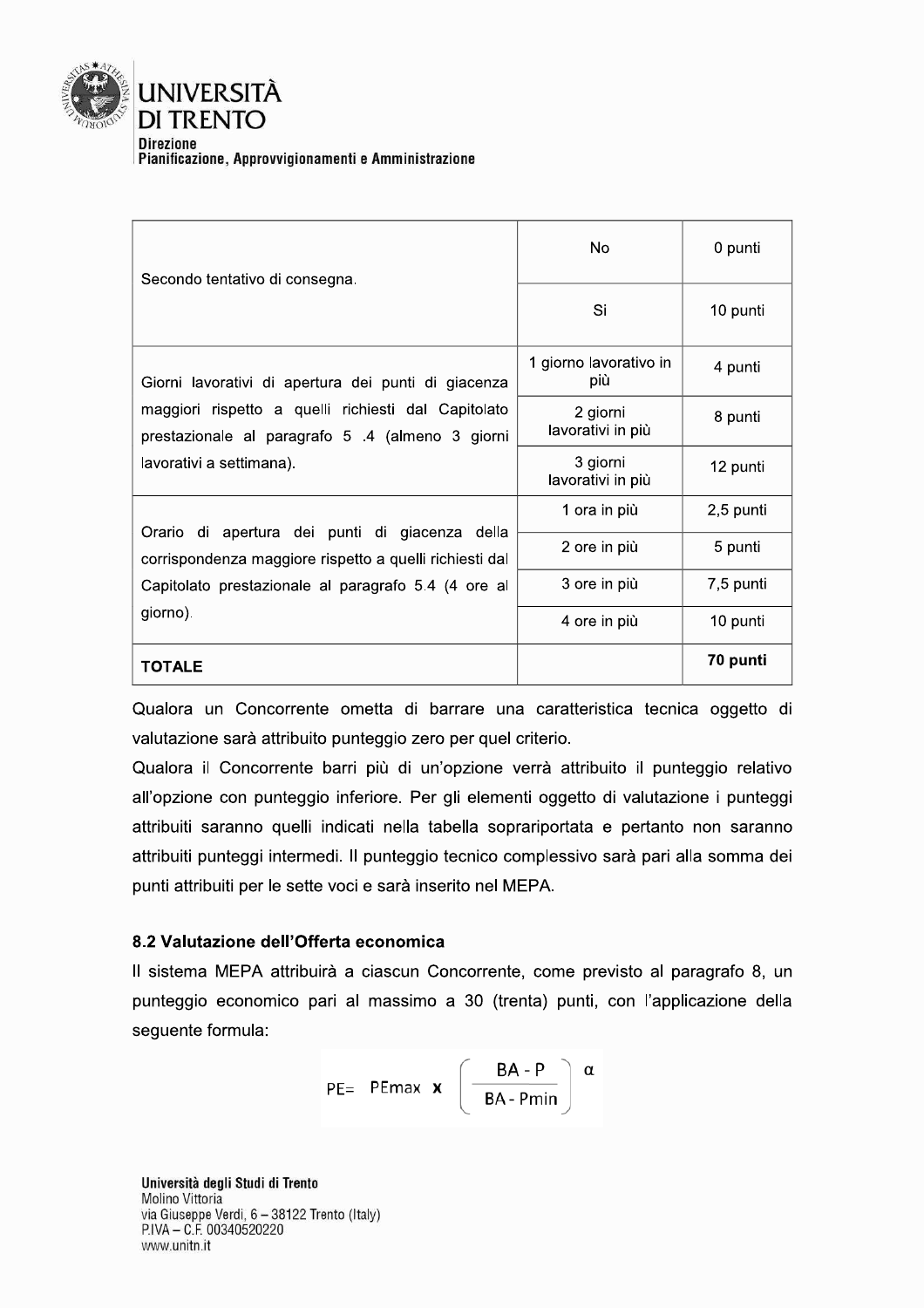| | | |
|---|---|---|
| Secondo tentativo di consegna. | No | 0 punti |
| | Si | 10 punti |
| Giorni lavorativi di apertura dei punti di giacenza maggiori rispetto a quelli richiesti dal Capitolato prestazionale al paragrafo 5 .4 (almeno 3 giorni lavorativi a settimana). | 1 giorno lavorativo in più | 4 punti |
| | 2 giorni lavorativi in più | 8 punti |
| | 3 giorni lavorativi in più | 12 punti |
| Orario di apertura dei punti di giacenza della corrispondenza maggiore rispetto a quelli richiesti dal Capitolato prestazionale al paragrafo 5.4 (4 ore al giorno). | 1 ora in più | 2,5 punti |
| | 2 ore in più | 5 punti |
| | 3 ore in più | 7,5 punti |
| | 4 ore in più | 10 punti |
| **TOTALE** | | **70 punti** |

Qualora un Concorrente ometta di barrare una caratteristica tecnica oggetto di valutazione sarà attribuito punteggio zero per quel criterio.

Qualora il Concorrente barri più di un'opzione verrà attribuito il punteggio relativo all'opzione con punteggio inferiore. Per gli elementi oggetto di valutazione i punteggi attribuiti saranno quelli indicati nella tabella sopraripor­tata e pertanto non saranno attribuiti punteggi intermedi. Il punteggio tecnico complessivo sarà pari alla somma dei punti attribuiti per le sette voci e sarà inserito nel MEPA.

### 8.2 Valutazione dell'Offerta economica

Il sistema MEPA attribuirà a ciascun Concorrente, come previsto al paragrafo 8, un punteggio economico pari al massimo a 30 (trenta) punti, con l'applicazione della seguente formula:

$$PE = PEmax \times \left( \frac{BA - P}{BA - Pmin} \right)^{\alpha}$$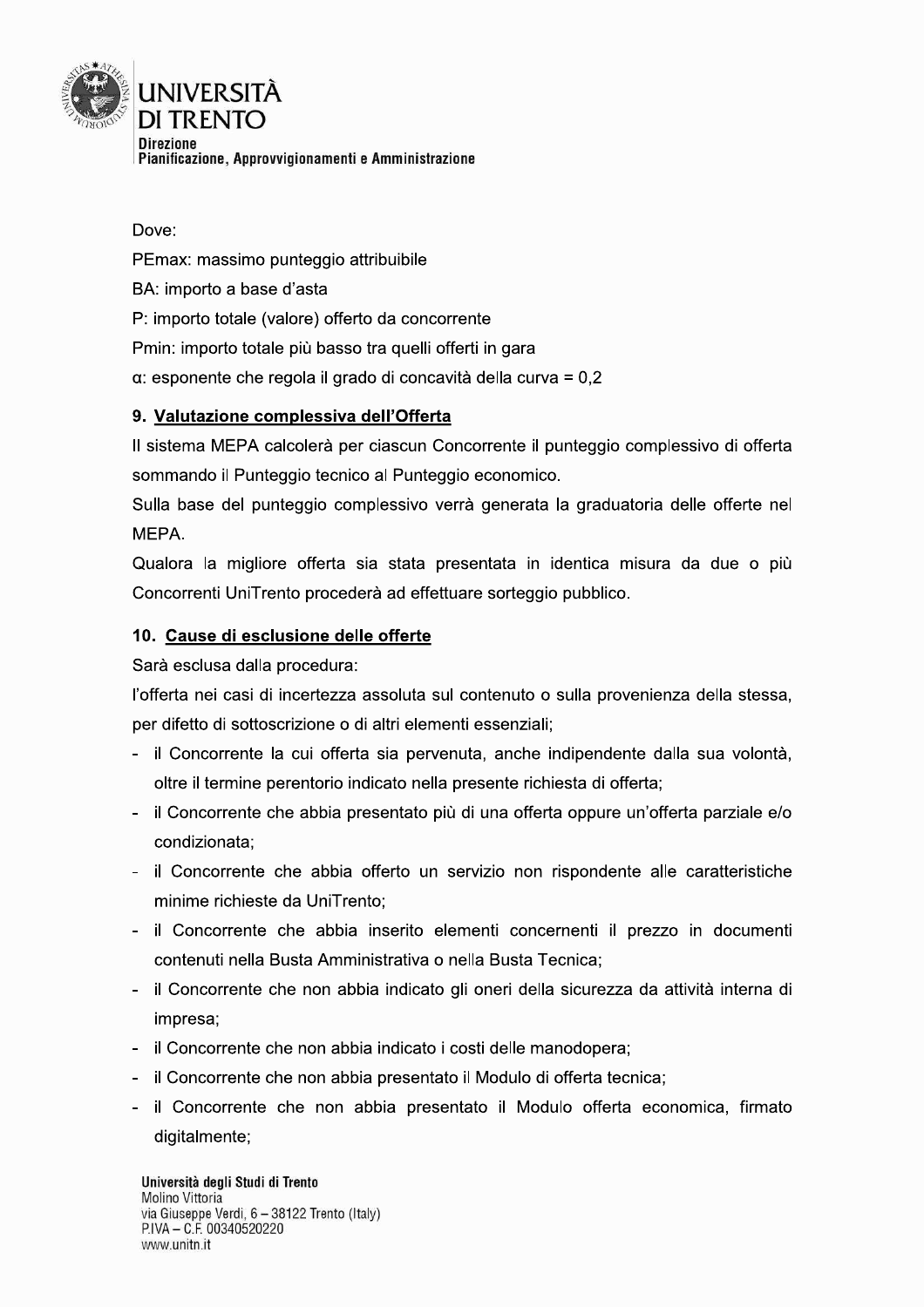Dove:

$PE_{max}$: massimo punteggio attribuibile

BA: importo a base d'asta

P: importo totale (valore) offerto da concorrente

$P_{min}$: importo totale più basso tra quelli offerti in gara

$\alpha$: esponente che regola il grado di concavità della curva = 0,2

## 9. Valutazione complessiva dell'Offerta

Il sistema MEPA calcolerà per ciascun Concorrente il punteggio complessivo di offerta sommando il Punteggio tecnico al Punteggio economico.

Sulla base del punteggio complessivo verrà generata la graduatoria delle offerte nel MEPA.

Qualora la migliore offerta sia stata presentata in identica misura da due o più Concorrenti UniTrento procederà ad effettuare sorteggio pubblico.

## 10. Cause di esclusione delle offerte

Sarà esclusa dalla procedura:

l'offerta nei casi di incertezza assoluta sul contenuto o sulla provenienza della stessa, per difetto di sottoscrizione o di altri elementi essenziali;

- il Concorrente la cui offerta sia pervenuta, anche indipendente dalla sua volontà, oltre il termine perentorio indicato nella presente richiesta di offerta;
- il Concorrente che abbia presentato più di una offerta oppure un'offerta parziale e/o condizionata;
- il Concorrente che abbia offerto un servizio non rispondente alle caratteristiche minime richieste da UniTrento;
- il Concorrente che abbia inserito elementi concernenti il prezzo in documenti contenuti nella Busta Amministrativa o nella Busta Tecnica;
- il Concorrente che non abbia indicato gli oneri della sicurezza da attività interna di impresa;
- il Concorrente che non abbia indicato i costi delle manodopera;
- il Concorrente che non abbia presentato il Modulo di offerta tecnica;
- il Concorrente che non abbia presentato il Modulo offerta economica, firmato digitalmente;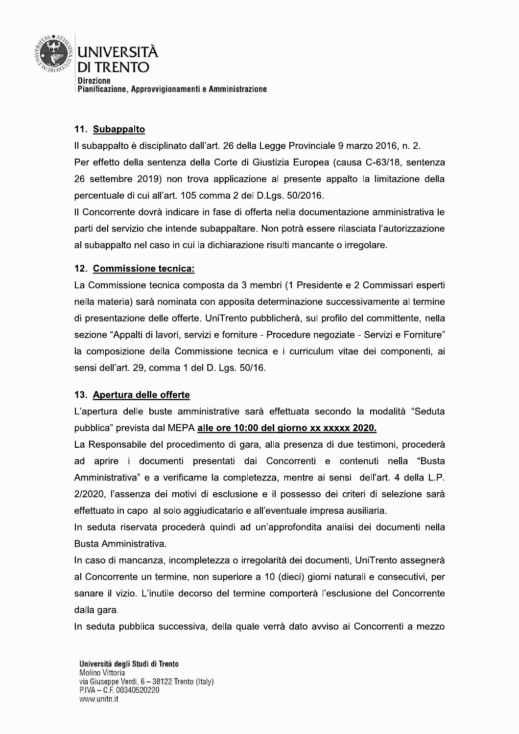## 11. Subappalto

Il subappalto è disciplinato dall'art. 26 della Legge Provinciale 9 marzo 2016, n. 2.

Per effetto della sentenza della Corte di Giustizia Europea (causa C-63/18, sentenza 26 settembre 2019) non trova applicazione al presente appalto la limitazione della percentuale di cui all'art. 105 comma 2 del D.Lgs. 50/2016.

Il Concorrente dovrà indicare in fase di offerta nella documentazione amministrativa le parti del servizio che intende subappaltare. Non potrà essere rilasciata l'autorizzazione al subappalto nel caso in cui la dichiarazione risulti mancante o irregolare.

## 12. Commissione tecnica:

La Commissione tecnica composta da 3 membri (1 Presidente e 2 Commissari esperti nella materia) sarà nominata con apposita determinazione successivamente al termine di presentazione delle offerte. UniTrento pubblicherà, sul profilo del committente, nella sezione "Appalti di lavori, servizi e forniture - Procedure negoziate - Servizi e Forniture" la composizione della Commissione tecnica e i curriculum vitae dei componenti, ai sensi dell'art. 29, comma 1 del D. Lgs. 50/16.

## 13. Apertura delle offerte

L'apertura delle buste amministrative sarà effettuata secondo la modalità "Seduta pubblica" prevista dal MEPA **alle ore 10:00 del giorno xx xxxxx 2020.**

La Responsabile del procedimento di gara, alla presenza di due testimoni, procederà ad aprire i documenti presentati dai Concorrenti e contenuti nella "Busta Amministrativa" e a verificarne la completezza, mentre ai sensi dell'art. 4 della L.P. 2/2020, l'assenza dei motivi di esclusione e il possesso dei criteri di selezione sarà effettuato in capo al solo aggiudicatario e all'eventuale impresa ausiliaria.

In seduta riservata procederà quindi ad un'approfondita analisi dei documenti nella Busta Amministrativa.

In caso di mancanza, incompletezza o irregolarità dei documenti, UniTrento assegnerà al Concorrente un termine, non superiore a 10 (dieci) giorni naturali e consecutivi, per sanare il vizio. L'inutile decorso del termine comporterà l'esclusione del Concorrente dalla gara.

In seduta pubblica successiva, della quale verrà dato avviso ai Concorrenti a mezzo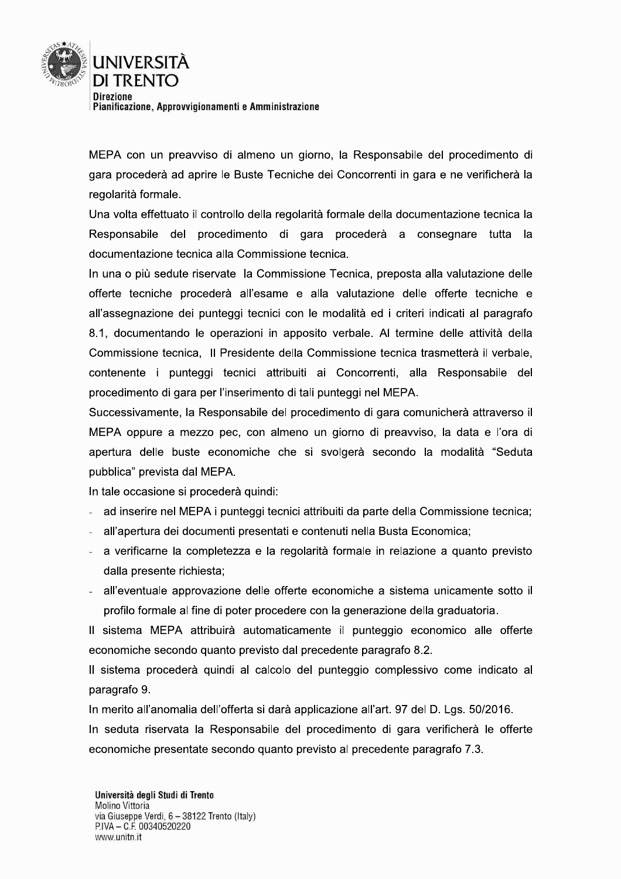MEPA con un preavviso di almeno un giorno, la Responsabile del procedimento di gara procederà ad aprire le Buste Tecniche dei Concorrenti in gara e ne verificherà la regolarità formale.

Una volta effettuato il controllo della regolarità formale della documentazione tecnica la Responsabile del procedimento di gara procederà a consegnare tutta la documentazione tecnica alla Commissione tecnica.

In una o più sedute riservate la Commissione Tecnica, preposta alla valutazione delle offerte tecniche procederà all'esame e alla valutazione delle offerte tecniche e all'assegnazione dei punteggi tecnici con le modalità ed i criteri indicati al paragrafo 8.1, documentando le operazioni in apposito verbale. Al termine delle attività della Commissione tecnica, Il Presidente della Commissione tecnica trasmetterà il verbale, contenente i punteggi tecnici attribuiti ai Concorrenti, alla Responsabile del procedimento di gara per l'inserimento di tali punteggi nel MEPA.

Successivamente, la Responsabile del procedimento di gara comunicherà attraverso il MEPA oppure a mezzo pec, con almeno un giorno di preavviso, la data e l'ora di apertura delle buste economiche che si svolgerà secondo la modalità "Seduta pubblica" prevista dal MEPA.

In tale occasione si procederà quindi:

- ad inserire nel MEPA i punteggi tecnici attribuiti da parte della Commissione tecnica;
- all'apertura dei documenti presentati e contenuti nella Busta Economica;
- a verificarne la completezza e la regolarità formale in relazione a quanto previsto dalla presente richiesta;
- all'eventuale approvazione delle offerte economiche a sistema unicamente sotto il profilo formale al fine di poter procedere con la generazione della graduatoria.

Il sistema MEPA attribuirà automaticamente il punteggio economico alle offerte economiche secondo quanto previsto dal precedente paragrafo 8.2.

Il sistema procederà quindi al calcolo del punteggio complessivo come indicato al paragrafo 9.

In merito all'anomalia dell'offerta si darà applicazione all'art. 97 del D. Lgs. 50/2016.

In seduta riservata la Responsabile del procedimento di gara verificherà le offerte economiche presentate secondo quanto previsto al precedente paragrafo 7.3.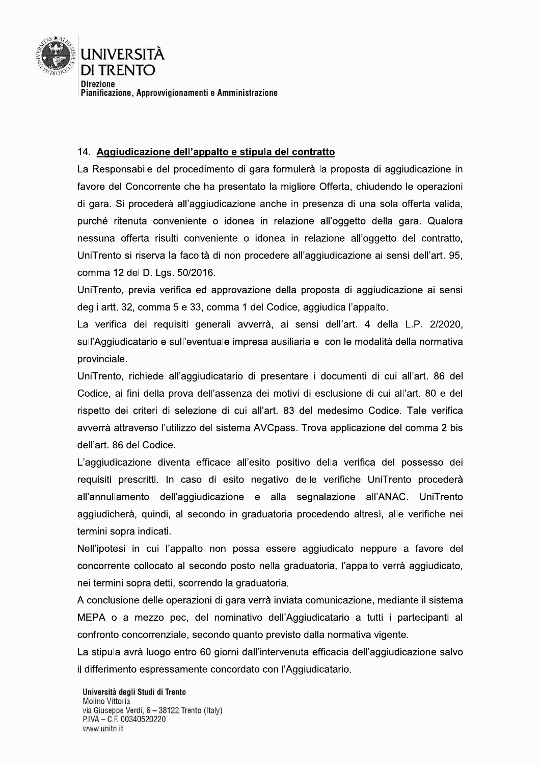## 14. Aggiudicazione dell'appalto e stipula del contratto

La Responsabile del procedimento di gara formulerà la proposta di aggiudicazione in favore del Concorrente che ha presentato la migliore Offerta, chiudendo le operazioni di gara. Si procederà all'aggiudicazione anche in presenza di una sola offerta valida, purché ritenuta conveniente o idonea in relazione all'oggetto della gara. Qualora nessuna offerta risulti conveniente o idonea in relazione all'oggetto del contratto, UniTrento si riserva la facoltà di non procedere all'aggiudicazione ai sensi dell'art. 95, comma 12 del D. Lgs. 50/2016.

UniTrento, previa verifica ed approvazione della proposta di aggiudicazione ai sensi degli artt. 32, comma 5 e 33, comma 1 del Codice, aggiudica l'appalto.

La verifica dei requisiti generali avverrà, ai sensi dell'art. 4 della L.P. 2/2020, sull'Aggiudicatario e sull'eventuale impresa ausiliaria e con le modalità della normativa provinciale.

UniTrento, richiede all'aggiudicatario di presentare i documenti di cui all'art. 86 del Codice, ai fini della prova dell'assenza dei motivi di esclusione di cui all'art. 80 e del rispetto dei criteri di selezione di cui all'art. 83 del medesimo Codice. Tale verifica avverrà attraverso l'utilizzo del sistema AVCpass. Trova applicazione del comma 2 bis dell'art. 86 del Codice.

L'aggiudicazione diventa efficace all'esito positivo della verifica del possesso dei requisiti prescritti. In caso di esito negativo delle verifiche UniTrento procederà all'annullamento dell'aggiudicazione e alla segnalazione all'ANAC. UniTrento aggiudicherà, quindi, al secondo in graduatoria procedendo altresì, alle verifiche nei termini sopra indicati.

Nell'ipotesi in cui l'appalto non possa essere aggiudicato neppure a favore del concorrente collocato al secondo posto nella graduatoria, l'appalto verrà aggiudicato, nei termini sopra detti, scorrendo la graduatoria.

A conclusione delle operazioni di gara verrà inviata comunicazione, mediante il sistema MEPA o a mezzo pec, del nominativo dell'Aggiudicatario a tutti i partecipanti al confronto concorrenziale, secondo quanto previsto dalla normativa vigente.

La stipula avrà luogo entro 60 giorni dall'intervenuta efficacia dell'aggiudicazione salvo il differimento espressamente concordato con l'Aggiudicatario.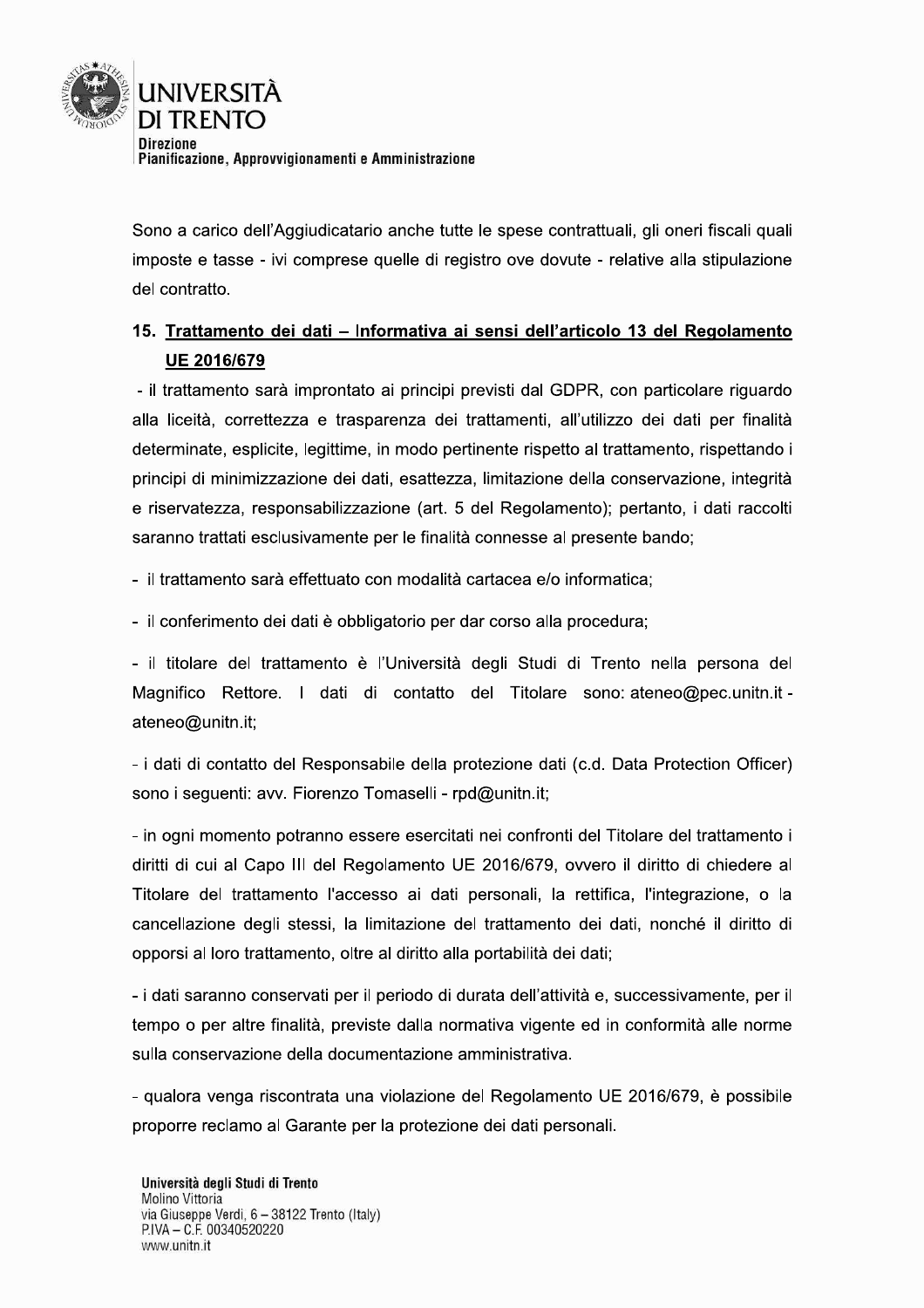Sono a carico dell'Aggiudicatario anche tutte le spese contrattuali, gli oneri fiscali quali imposte e tasse - ivi comprese quelle di registro ove dovute - relative alla stipulazione del contratto.

## 15. Trattamento dei dati – Informativa ai sensi dell'articolo 13 del Regolamento UE 2016/679

- il trattamento sarà improntato ai principi previsti dal GDPR, con particolare riguardo alla liceità, correttezza e trasparenza dei trattamenti, all'utilizzo dei dati per finalità determinate, esplicite, legittime, in modo pertinente rispetto al trattamento, rispettando i principi di minimizzazione dei dati, esattezza, limitazione della conservazione, integrità e riservatezza, responsabilizzazione (art. 5 del Regolamento); pertanto, i dati raccolti saranno trattati esclusivamente per le finalità connesse al presente bando;

- il trattamento sarà effettuato con modalità cartacea e/o informatica;

- il conferimento dei dati è obbligatorio per dar corso alla procedura;

- il titolare del trattamento è l'Università degli Studi di Trento nella persona del Magnifico Rettore. I dati di contatto del Titolare sono: ateneo@pec.unitn.it - ateneo@unitn.it;

- i dati di contatto del Responsabile della protezione dati (c.d. Data Protection Officer) sono i seguenti: avv. Fiorenzo Tomaselli - rpd@unitn.it;

- in ogni momento potranno essere esercitati nei confronti del Titolare del trattamento i diritti di cui al Capo III del Regolamento UE 2016/679, ovvero il diritto di chiedere al Titolare del trattamento l'accesso ai dati personali, la rettifica, l'integrazione, o la cancellazione degli stessi, la limitazione del trattamento dei dati, nonché il diritto di opporsi al loro trattamento, oltre al diritto alla portabilità dei dati;

- i dati saranno conservati per il periodo di durata dell'attività e, successivamente, per il tempo o per altre finalità, previste dalla normativa vigente ed in conformità alle norme sulla conservazione della documentazione amministrativa.

- qualora venga riscontrata una violazione del Regolamento UE 2016/679, è possibile proporre reclamo al Garante per la protezione dei dati personali.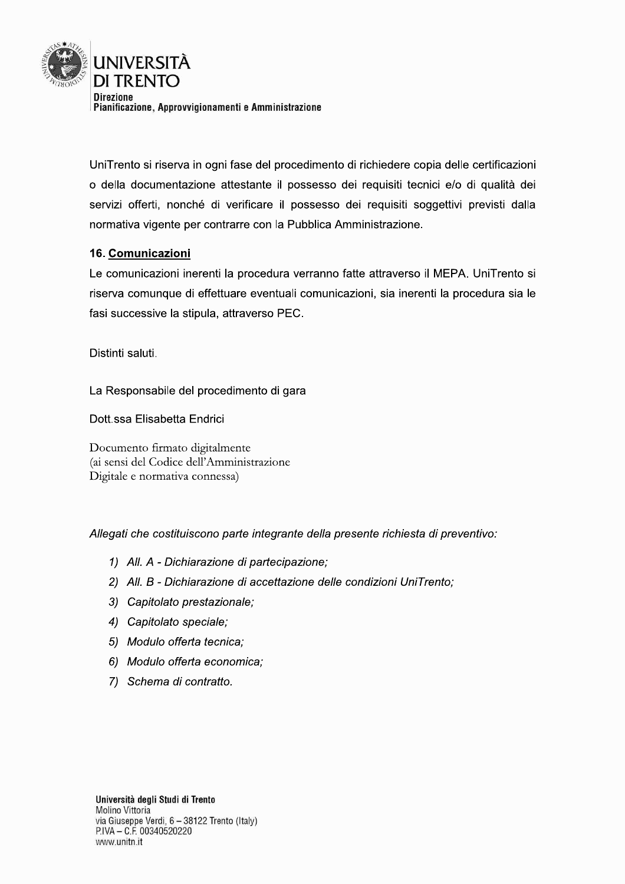UniTrento si riserva in ogni fase del procedimento di richiedere copia delle certificazioni o della documentazione attestante il possesso dei requisiti tecnici e/o di qualità dei servizi offerti, nonché di verificare il possesso dei requisiti soggettivi previsti dalla normativa vigente per contrarre con la Pubblica Amministrazione.

## 16. Comunicazioni

Le comunicazioni inerenti la procedura verranno fatte attraverso il MEPA. UniTrento si riserva comunque di effettuare eventuali comunicazioni, sia inerenti la procedura sia le fasi successive la stipula, attraverso PEC.

Distinti saluti.

La Responsabile del procedimento di gara

Dott.ssa Elisabetta Endrici

Documento firmato digitalmente
(ai sensi del Codice dell'Amministrazione
Digitale e normativa connessa)

*Allegati che costituiscono parte integrante della presente richiesta di preventivo:*

1) *All. A - Dichiarazione di partecipazione;*
2) *All. B - Dichiarazione di accettazione delle condizioni UniTrento;*
3) *Capitolato prestazionale;*
4) *Capitolato speciale;*
5) *Modulo offerta tecnica;*
6) *Modulo offerta economica;*
7) *Schema di contratto.*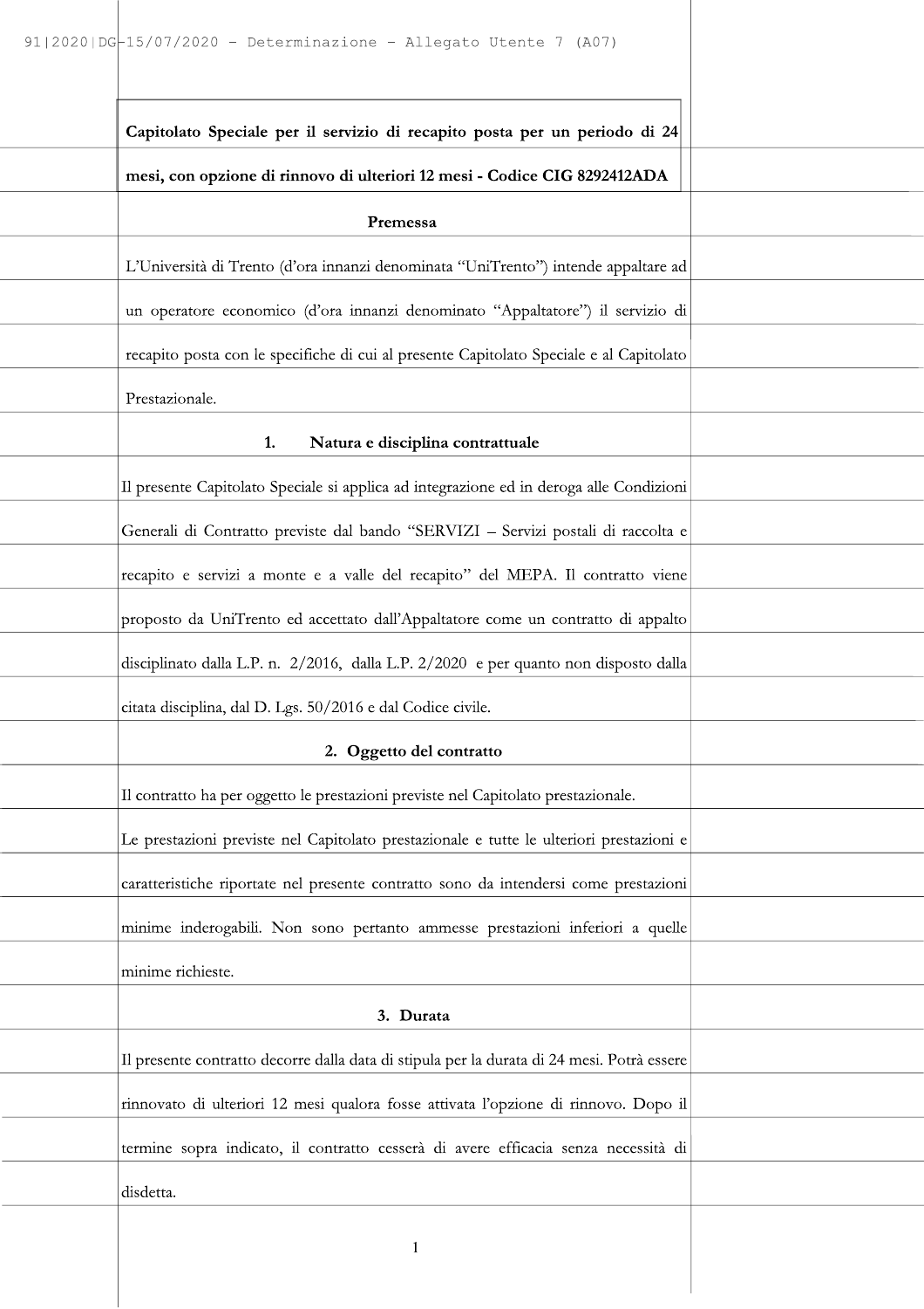**Capitolato Speciale per il servizio di recapito posta per un periodo di 24 mesi, con opzione di rinnovo di ulteriori 12 mesi - Codice CIG 8292412ADA**

## Premessa

L'Università di Trento (d'ora innanzi denominata "UniTrento") intende appaltare ad un operatore economico (d'ora innanzi denominato "Appaltatore") il servizio di recapito posta con le specifiche di cui al presente Capitolato Speciale e al Capitolato Prestazionale.

## 1. Natura e disciplina contrattuale

Il presente Capitolato Speciale si applica ad integrazione ed in deroga alle Condizioni Generali di Contratto previste dal bando "SERVIZI – Servizi postali di raccolta e recapito e servizi a monte e a valle del recapito" del MEPA. Il contratto viene proposto da UniTrento ed accettato dall'Appaltatore come un contratto di appalto disciplinato dalla L.P. n. 2/2016, dalla L.P. 2/2020 e per quanto non disposto dalla citata disciplina, dal D. Lgs. 50/2016 e dal Codice civile.

## 2. Oggetto del contratto

Il contratto ha per oggetto le prestazioni previste nel Capitolato prestazionale.

Le prestazioni previste nel Capitolato prestazionale e tutte le ulteriori prestazioni e caratteristiche riportate nel presente contratto sono da intendersi come prestazioni minime inderogabili. Non sono pertanto ammesse prestazioni inferiori a quelle minime richieste.

## 3. Durata

Il presente contratto decorre dalla data di stipula per la durata di 24 mesi. Potrà essere rinnovato di ulteriori 12 mesi qualora fosse attivata l'opzione di rinnovo. Dopo il termine sopra indicato, il contratto cesserà di avere efficacia senza necessità di disdetta.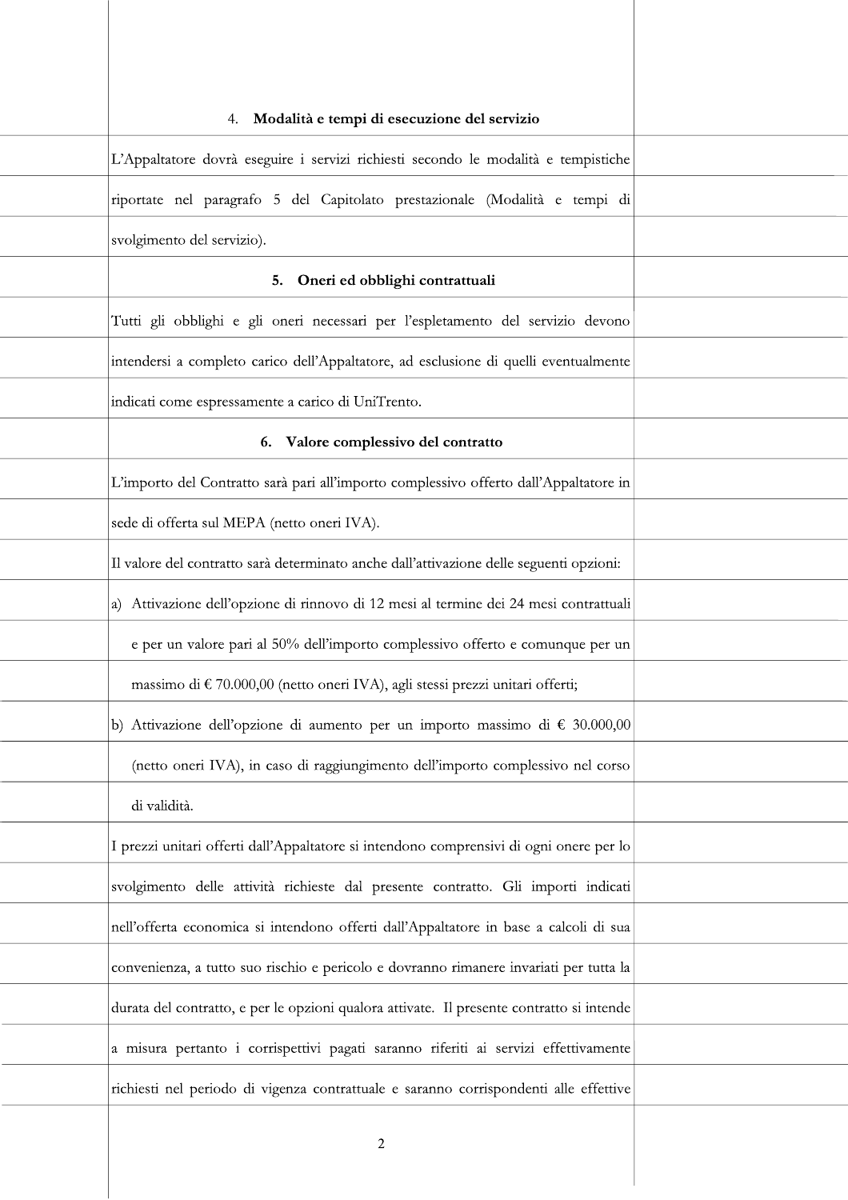## 4. Modalità e tempi di esecuzione del servizio

L'Appaltatore dovrà eseguire i servizi richiesti secondo le modalità e tempistiche riportate nel paragrafo 5 del Capitolato prestazionale (Modalità e tempi di svolgimento del servizio).

## 5. Oneri ed obblighi contrattuali

Tutti gli obblighi e gli oneri necessari per l'espletamento del servizio devono intendersi a completo carico dell'Appaltatore, ad esclusione di quelli eventualmente indicati come espressamente a carico di UniTrento.

## 6. Valore complessivo del contratto

L'importo del Contratto sarà pari all'importo complessivo offerto dall'Appaltatore in sede di offerta sul MEPA (netto oneri IVA).

Il valore del contratto sarà determinato anche dall'attivazione delle seguenti opzioni:

a) Attivazione dell'opzione di rinnovo di 12 mesi al termine dei 24 mesi contrattuali e per un valore pari al 50% dell'importo complessivo offerto e comunque per un massimo di € 70.000,00 (netto oneri IVA), agli stessi prezzi unitari offerti;

b) Attivazione dell'opzione di aumento per un importo massimo di € 30.000,00 (netto oneri IVA), in caso di raggiungimento dell'importo complessivo nel corso di validità.

I prezzi unitari offerti dall'Appaltatore si intendono comprensivi di ogni onere per lo svolgimento delle attività richieste dal presente contratto. Gli importi indicati nell'offerta economica si intendono offerti dall'Appaltatore in base a calcoli di sua convenienza, a tutto suo rischio e pericolo e dovranno rimanere invariati per tutta la durata del contratto, e per le opzioni qualora attivate. Il presente contratto si intende a misura pertanto i corrispettivi pagati saranno riferiti ai servizi effettivamente richiesti nel periodo di vigenza contrattuale e saranno corrispondenti alle effettive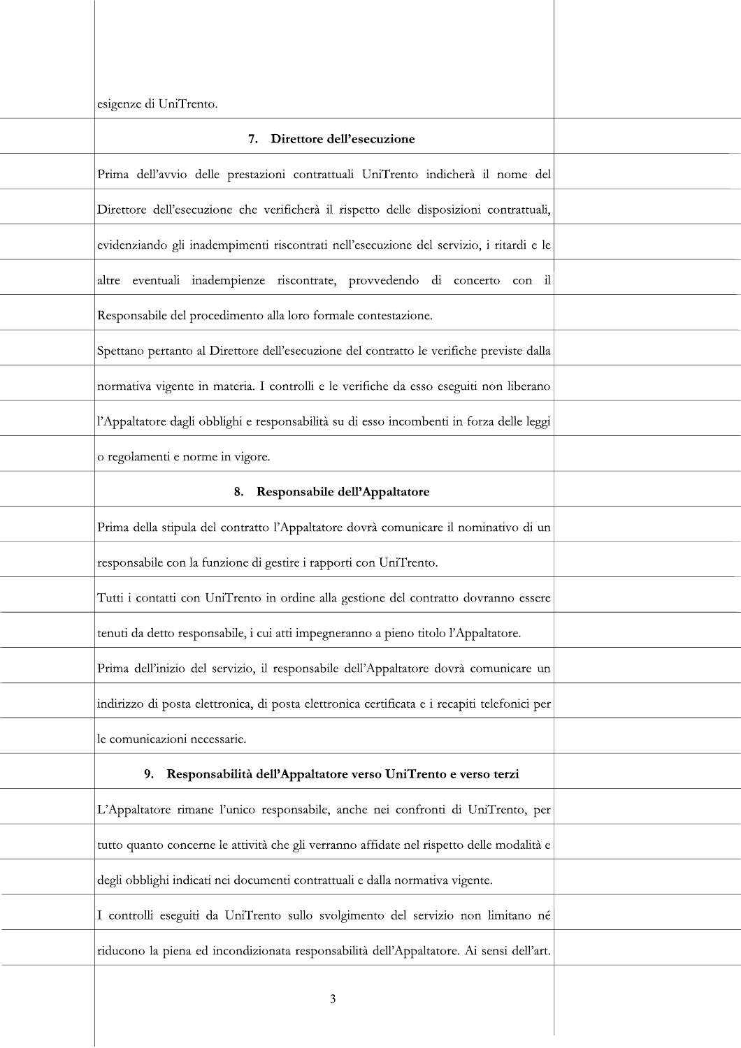esigenze di UniTrento.

## 7. Direttore dell'esecuzione

Prima dell'avvio delle prestazioni contrattuali UniTrento indicherà il nome del Direttore dell'esecuzione che verificherà il rispetto delle disposizioni contrattuali, evidenziando gli inadempimenti riscontrati nell'esecuzione del servizio, i ritardi e le altre eventuali inadempienze riscontrate, provvedendo di concerto con il Responsabile del procedimento alla loro formale contestazione.

Spettano pertanto al Direttore dell'esecuzione del contratto le verifiche previste dalla normativa vigente in materia. I controlli e le verifiche da esso eseguiti non liberano l'Appaltatore dagli obblighi e responsabilità su di esso incombenti in forza delle leggi o regolamenti e norme in vigore.

## 8. Responsabile dell'Appaltatore

Prima della stipula del contratto l'Appaltatore dovrà comunicare il nominativo di un responsabile con la funzione di gestire i rapporti con UniTrento.

Tutti i contatti con UniTrento in ordine alla gestione del contratto dovranno essere tenuti da detto responsabile, i cui atti impegneranno a pieno titolo l'Appaltatore.

Prima dell'inizio del servizio, il responsabile dell'Appaltatore dovrà comunicare un indirizzo di posta elettronica, di posta elettronica certificata e i recapiti telefonici per le comunicazioni necessarie.

## 9. Responsabilità dell'Appaltatore verso UniTrento e verso terzi

L'Appaltatore rimane l'unico responsabile, anche nei confronti di UniTrento, per tutto quanto concerne le attività che gli verranno affidate nel rispetto delle modalità e degli obblighi indicati nei documenti contrattuali e dalla normativa vigente.

I controlli eseguiti da UniTrento sullo svolgimento del servizio non limitano né riducono la piena ed incondizionata responsabilità dell'Appaltatore. Ai sensi dell'art.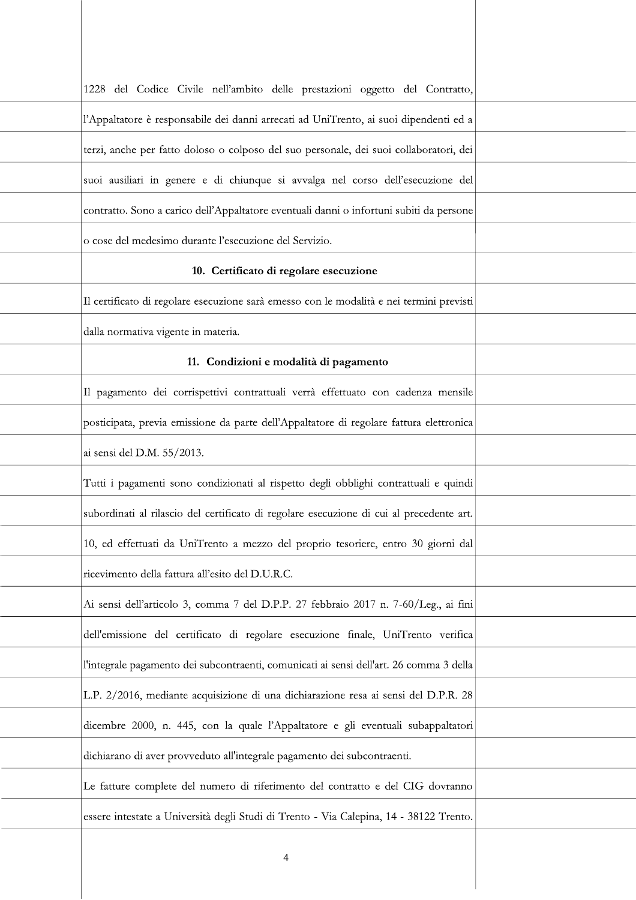1228 del Codice Civile nell'ambito delle prestazioni oggetto del Contratto, l'Appaltatore è responsabile dei danni arrecati ad UniTrento, ai suoi dipendenti ed a terzi, anche per fatto doloso o colposo del suo personale, dei suoi collaboratori, dei suoi ausiliari in genere e di chiunque si avvalga nel corso dell'esecuzione del contratto. Sono a carico dell'Appaltatore eventuali danni o infortuni subiti da persone o cose del medesimo durante l'esecuzione del Servizio.

## 10. Certificato di regolare esecuzione

Il certificato di regolare esecuzione sarà emesso con le modalità e nei termini previsti dalla normativa vigente in materia.

## 11. Condizioni e modalità di pagamento

Il pagamento dei corrispettivi contrattuali verrà effettuato con cadenza mensile posticipata, previa emissione da parte dell'Appaltatore di regolare fattura elettronica ai sensi del D.M. 55/2013.

Tutti i pagamenti sono condizionati al rispetto degli obblighi contrattuali e quindi subordinati al rilascio del certificato di regolare esecuzione di cui al precedente art. 10, ed effettuati da UniTrento a mezzo del proprio tesoriere, entro 30 giorni dal ricevimento della fattura all'esito del D.U.R.C.

Ai sensi dell'articolo 3, comma 7 del D.P.P. 27 febbraio 2017 n. 7-60/Leg., ai fini dell'emissione del certificato di regolare esecuzione finale, UniTrento verifica l'integrale pagamento dei subcontraenti, comunicati ai sensi dell'art. 26 comma 3 della L.P. 2/2016, mediante acquisizione di una dichiarazione resa ai sensi del D.P.R. 28 dicembre 2000, n. 445, con la quale l'Appaltatore e gli eventuali subappaltatori dichiarano di aver provveduto all'integrale pagamento dei subcontraenti.

Le fatture complete del numero di riferimento del contratto e del CIG dovranno essere intestate a Università degli Studi di Trento - Via Calepina, 14 - 38122 Trento.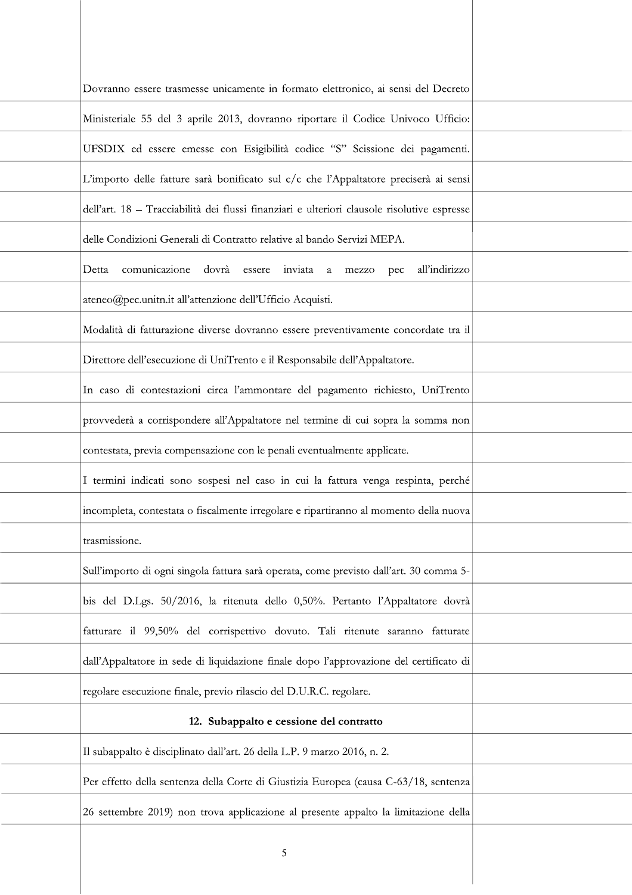Dovranno essere trasmesse unicamente in formato elettronico, ai sensi del Decreto Ministeriale 55 del 3 aprile 2013, dovranno riportare il Codice Univoco Ufficio: UFSDIX ed essere emesse con Esigibilità codice "S" Scissione dei pagamenti. L'importo delle fatture sarà bonificato sul c/c che l'Appaltatore preciserà ai sensi dell'art. 18 – Tracciabilità dei flussi finanziari e ulteriori clausole risolutive espresse delle Condizioni Generali di Contratto relative al bando Servizi MEPA.

Detta comunicazione dovrà essere inviata a mezzo pec all'indirizzo ateneo@pec.unitn.it all'attenzione dell'Ufficio Acquisti.

Modalità di fatturazione diverse dovranno essere preventivamente concordate tra il Direttore dell'esecuzione di UniTrento e il Responsabile dell'Appaltatore.

In caso di contestazioni circa l'ammontare del pagamento richiesto, UniTrento provvederà a corrispondere all'Appaltatore nel termine di cui sopra la somma non contestata, previa compensazione con le penali eventualmente applicate.

I termini indicati sono sospesi nel caso in cui la fattura venga respinta, perché incompleta, contestata o fiscalmente irregolare e ripartiranno al momento della nuova trasmissione.

Sull'importo di ogni singola fattura sarà operata, come previsto dall'art. 30 comma 5-bis del D.Lgs. 50/2016, la ritenuta dello 0,50%. Pertanto l'Appaltatore dovrà fatturare il 99,50% del corrispettivo dovuto. Tali ritenute saranno fatturate dall'Appaltatore in sede di liquidazione finale dopo l'approvazione del certificato di regolare esecuzione finale, previo rilascio del D.U.R.C. regolare.

## 12. Subappalto e cessione del contratto

Il subappalto è disciplinato dall'art. 26 della L.P. 9 marzo 2016, n. 2.

Per effetto della sentenza della Corte di Giustizia Europea (causa C-63/18, sentenza 26 settembre 2019) non trova applicazione al presente appalto la limitazione della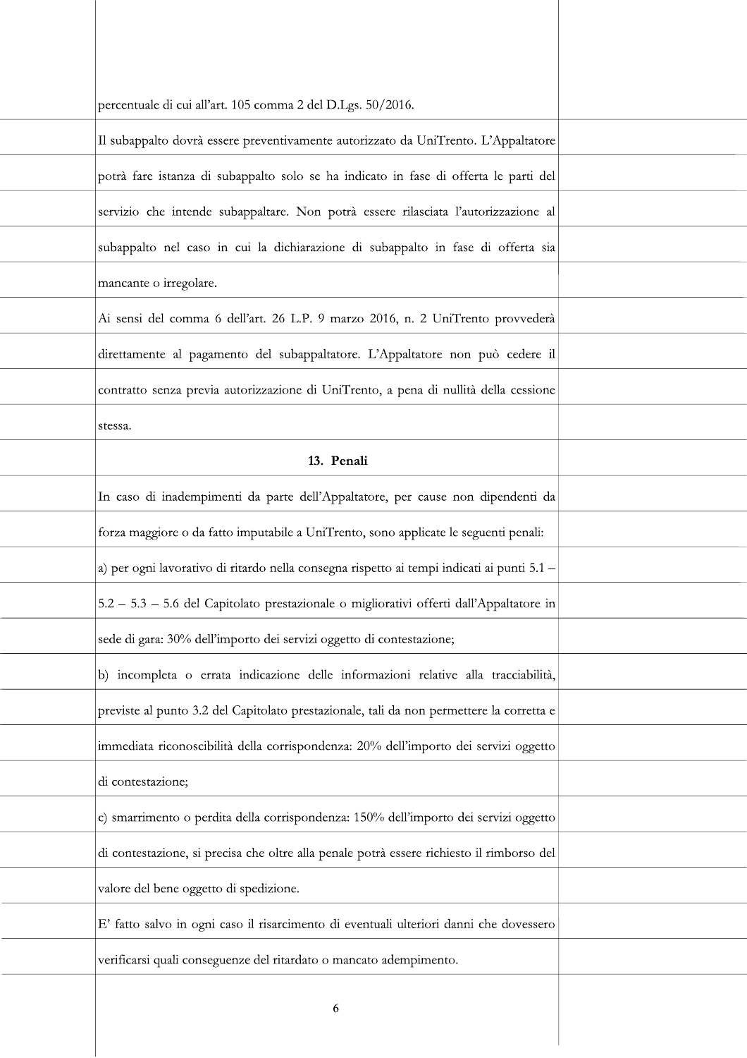percentuale di cui all'art. 105 comma 2 del D.Lgs. 50/2016.

Il subappalto dovrà essere preventivamente autorizzato da UniTrento. L'Appaltatore potrà fare istanza di subappalto solo se ha indicato in fase di offerta le parti del servizio che intende subappaltare. Non potrà essere rilasciata l'autorizzazione al subappalto nel caso in cui la dichiarazione di subappalto in fase di offerta sia mancante o irregolare.

Ai sensi del comma 6 dell'art. 26 L.P. 9 marzo 2016, n. 2 UniTrento provvederà direttamente al pagamento del subappaltatore. L'Appaltatore non può cedere il contratto senza previa autorizzazione di UniTrento, a pena di nullità della cessione stessa.

## 13. Penali

In caso di inadempimenti da parte dell'Appaltatore, per cause non dipendenti da forza maggiore o da fatto imputabile a UniTrento, sono applicate le seguenti penali:

a) per ogni lavorativo di ritardo nella consegna rispetto ai tempi indicati ai punti 5.1 – 5.2 – 5.3 – 5.6 del Capitolato prestazionale o migliorativi offerti dall'Appaltatore in sede di gara: 30% dell'importo dei servizi oggetto di contestazione;

b) incompleta o errata indicazione delle informazioni relative alla tracciabilità, previste al punto 3.2 del Capitolato prestazionale, tali da non permettere la corretta e immediata riconoscibilità della corrispondenza: 20% dell'importo dei servizi oggetto di contestazione;

c) smarrimento o perdita della corrispondenza: 150% dell'importo dei servizi oggetto di contestazione, si precisa che oltre alla penale potrà essere richiesto il rimborso del valore del bene oggetto di spedizione.

E' fatto salvo in ogni caso il risarcimento di eventuali ulteriori danni che dovessero verificarsi quali conseguenze del ritardato o mancato adempimento.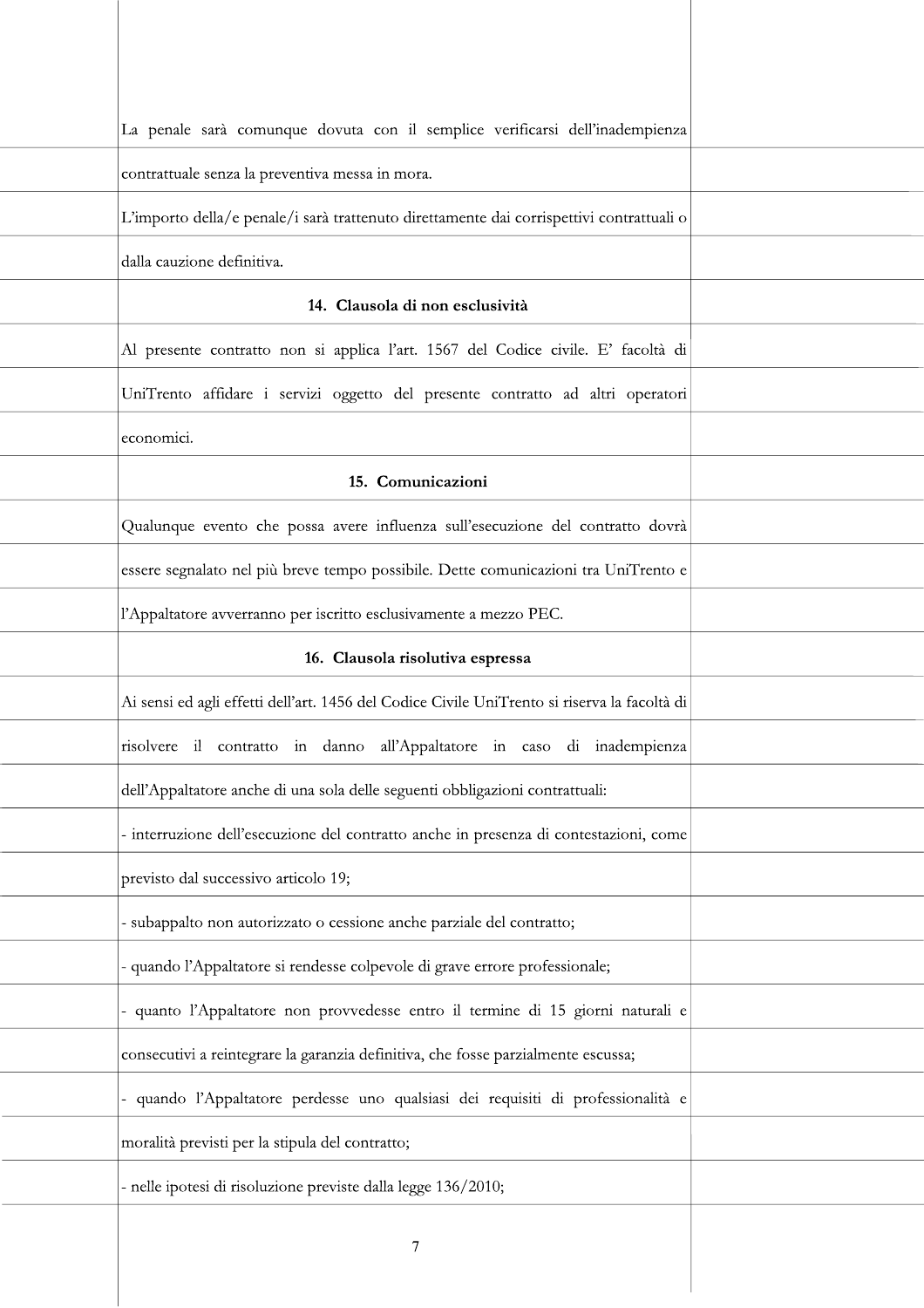La penale sarà comunque dovuta con il semplice verificarsi dell'inadempienza contrattuale senza la preventiva messa in mora.

L'importo della/e penale/i sarà trattenuto direttamente dai corrispettivi contrattuali o dalla cauzione definitiva.

## 14. Clausola di non esclusività

Al presente contratto non si applica l'art. 1567 del Codice civile. E' facoltà di UniTrento affidare i servizi oggetto del presente contratto ad altri operatori economici.

## 15. Comunicazioni

Qualunque evento che possa avere influenza sull'esecuzione del contratto dovrà essere segnalato nel più breve tempo possibile. Dette comunicazioni tra UniTrento e l'Appaltatore avverranno per iscritto esclusivamente a mezzo PEC.

## 16. Clausola risolutiva espressa

Ai sensi ed agli effetti dell'art. 1456 del Codice Civile UniTrento si riserva la facoltà di risolvere il contratto in danno all'Appaltatore in caso di inadempienza dell'Appaltatore anche di una sola delle seguenti obbligazioni contrattuali:

- interruzione dell'esecuzione del contratto anche in presenza di contestazioni, come previsto dal successivo articolo 19;
- subappalto non autorizzato o cessione anche parziale del contratto;
- quando l'Appaltatore si rendesse colpevole di grave errore professionale;
- quanto l'Appaltatore non provvedesse entro il termine di 15 giorni naturali e consecutivi a reintegrare la garanzia definitiva, che fosse parzialmente escussa;
- quando l'Appaltatore perdesse uno qualsiasi dei requisiti di professionalità e moralità previsti per la stipula del contratto;
- nelle ipotesi di risoluzione previste dalla legge 136/2010;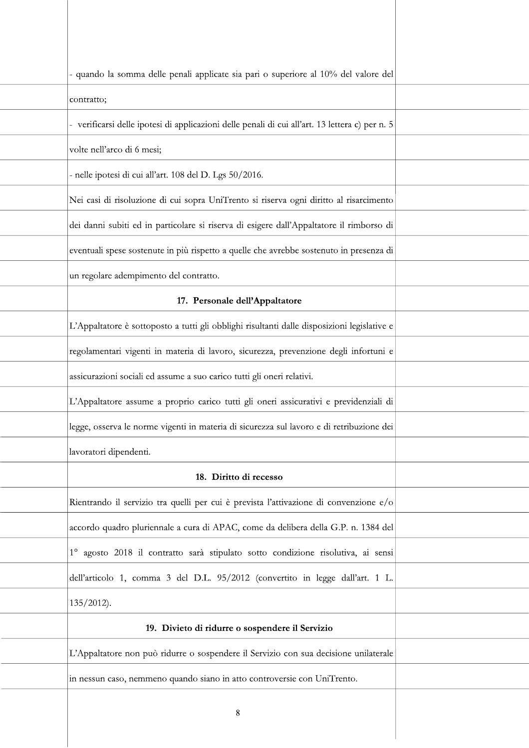- quando la somma delle penali applicate sia pari o superiore al 10% del valore del contratto;

- verificarsi delle ipotesi di applicazioni delle penali di cui all'art. 13 lettera c) per n. 5 volte nell'arco di 6 mesi;

- nelle ipotesi di cui all'art. 108 del D. Lgs 50/2016.

Nei casi di risoluzione di cui sopra UniTrento si riserva ogni diritto al risarcimento dei danni subiti ed in particolare si riserva di esigere dall'Appaltatore il rimborso di eventuali spese sostenute in più rispetto a quelle che avrebbe sostenuto in presenza di un regolare adempimento del contratto.

**17. Personale dell'Appaltatore**

L'Appaltatore è sottoposto a tutti gli obblighi risultanti dalle disposizioni legislative e regolamentari vigenti in materia di lavoro, sicurezza, prevenzione degli infortuni e assicurazioni sociali ed assume a suo carico tutti gli oneri relativi.

L'Appaltatore assume a proprio carico tutti gli oneri assicurativi e previdenziali di legge, osserva le norme vigenti in materia di sicurezza sul lavoro e di retribuzione dei lavoratori dipendenti.

**18. Diritto di recesso**

Rientrando il servizio tra quelli per cui è prevista l'attivazione di convenzione e/o accordo quadro pluriennale a cura di APAC, come da delibera della G.P. n. 1384 del 1° agosto 2018 il contratto sarà stipulato sotto condizione risolutiva, ai sensi dell'articolo 1, comma 3 del D.L. 95/2012 (convertito in legge dall'art. 1 L. 135/2012).

**19. Divieto di ridurre o sospendere il Servizio**

L'Appaltatore non può ridurre o sospendere il Servizio con sua decisione unilaterale in nessun caso, nemmeno quando siano in atto controversie con UniTrento.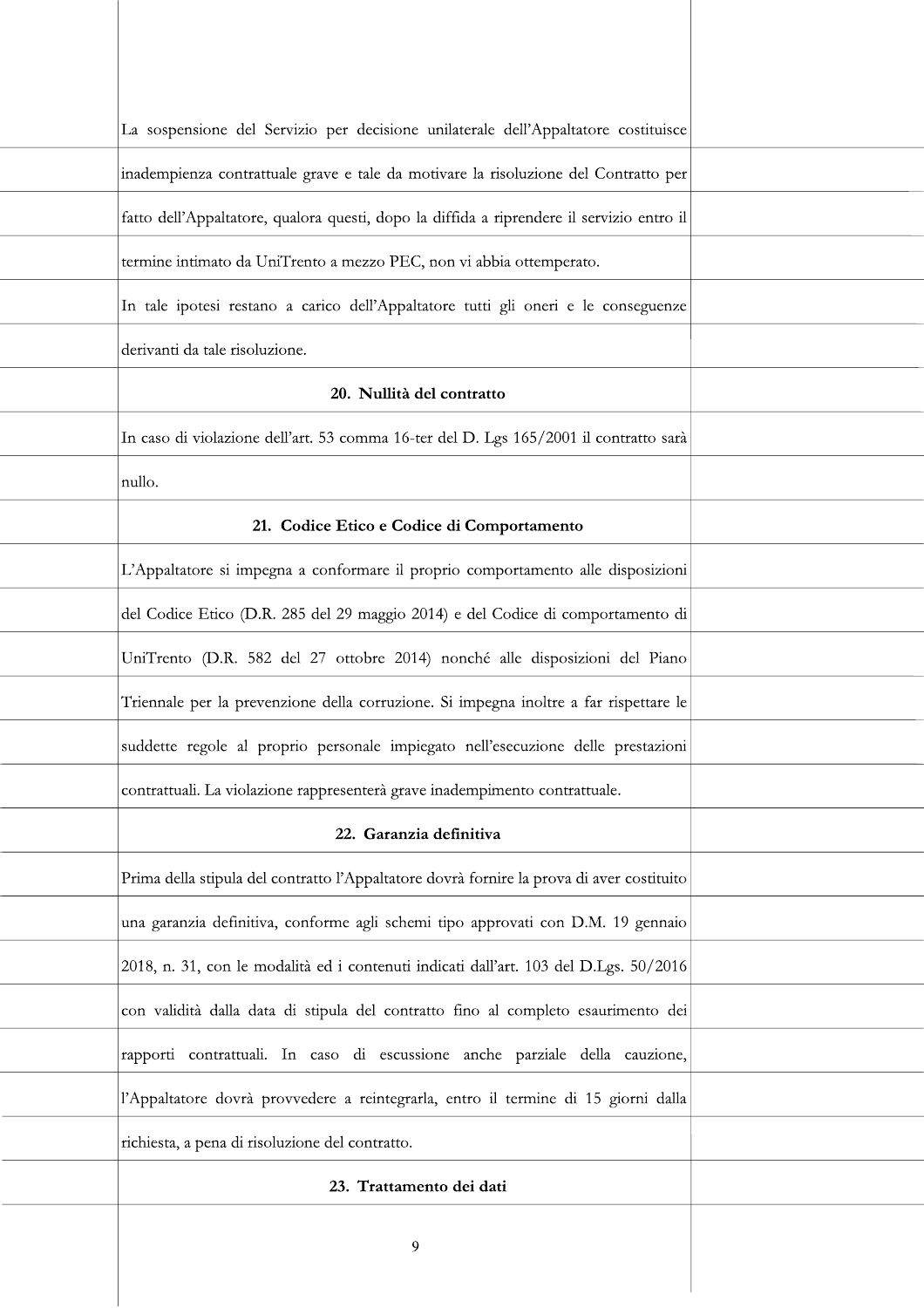La sospensione del Servizio per decisione unilaterale dell'Appaltatore costituisce inadempienza contrattuale grave e tale da motivare la risoluzione del Contratto per fatto dell'Appaltatore, qualora questi, dopo la diffida a riprendere il servizio entro il termine intimato da UniTrento a mezzo PEC, non vi abbia ottemperato.

In tale ipotesi restano a carico dell'Appaltatore tutti gli oneri e le conseguenze derivanti da tale risoluzione.

## 20. Nullità del contratto

In caso di violazione dell'art. 53 comma 16-ter del D. Lgs 165/2001 il contratto sarà nullo.

## 21. Codice Etico e Codice di Comportamento

L'Appaltatore si impegna a conformare il proprio comportamento alle disposizioni del Codice Etico (D.R. 285 del 29 maggio 2014) e del Codice di comportamento di UniTrento (D.R. 582 del 27 ottobre 2014) nonché alle disposizioni del Piano Triennale per la prevenzione della corruzione. Si impegna inoltre a far rispettare le suddette regole al proprio personale impiegato nell'esecuzione delle prestazioni contrattuali. La violazione rappresenterà grave inadempimento contrattuale.

## 22. Garanzia definitiva

Prima della stipula del contratto l'Appaltatore dovrà fornire la prova di aver costituito una garanzia definitiva, conforme agli schemi tipo approvati con D.M. 19 gennaio 2018, n. 31, con le modalità ed i contenuti indicati dall'art. 103 del D.Lgs. 50/2016 con validità dalla data di stipula del contratto fino al completo esaurimento dei rapporti contrattuali. In caso di escussione anche parziale della cauzione, l'Appaltatore dovrà provvedere a reintegrarla, entro il termine di 15 giorni dalla richiesta, a pena di risoluzione del contratto.

## 23. Trattamento dei dati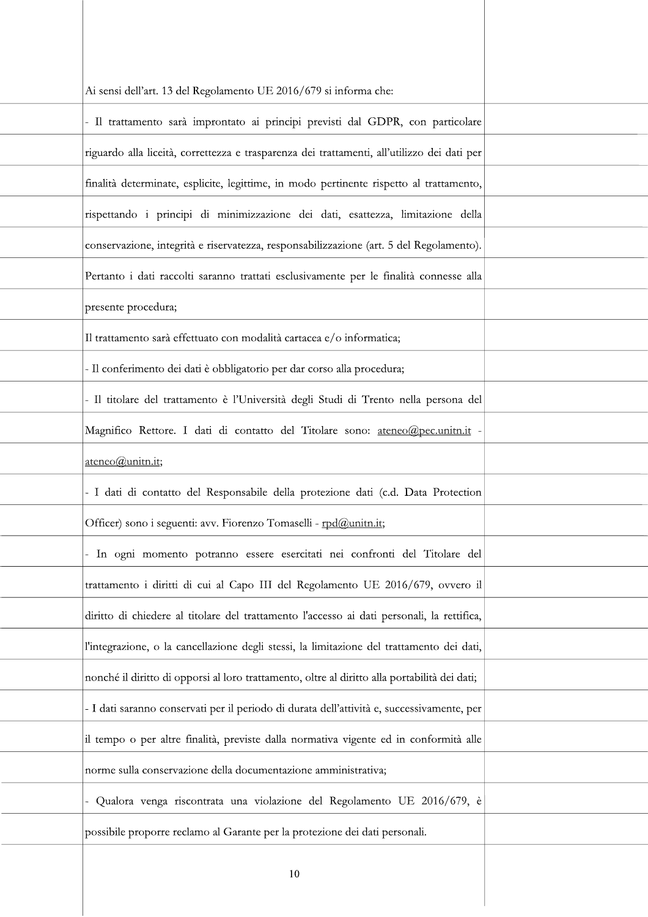Ai sensi dell'art. 13 del Regolamento UE 2016/679 si informa che:

- Il trattamento sarà improntato ai principi previsti dal GDPR, con particolare riguardo alla liceità, correttezza e trasparenza dei trattamenti, all'utilizzo dei dati per finalità determinate, esplicite, legittime, in modo pertinente rispetto al trattamento, rispettando i principi di minimizzazione dei dati, esattezza, limitazione della conservazione, integrità e riservatezza, responsabilizzazione (art. 5 del Regolamento). Pertanto i dati raccolti saranno trattati esclusivamente per le finalità connesse alla presente procedura;

Il trattamento sarà effettuato con modalità cartacea e/o informatica;

- Il conferimento dei dati è obbligatorio per dar corso alla procedura;
- Il titolare del trattamento è l'Università degli Studi di Trento nella persona del Magnifico Rettore. I dati di contatto del Titolare sono: ateneo@pec.unitn.it - ateneo@unitn.it;
- I dati di contatto del Responsabile della protezione dati (c.d. Data Protection Officer) sono i seguenti: avv. Fiorenzo Tomaselli - rpd@unitn.it;
- In ogni momento potranno essere esercitati nei confronti del Titolare del trattamento i diritti di cui al Capo III del Regolamento UE 2016/679, ovvero il diritto di chiedere al titolare del trattamento l'accesso ai dati personali, la rettifica, l'integrazione, o la cancellazione degli stessi, la limitazione del trattamento dei dati, nonché il diritto di opporsi al loro trattamento, oltre al diritto alla portabilità dei dati;
- I dati saranno conservati per il periodo di durata dell'attività e, successivamente, per il tempo o per altre finalità, previste dalla normativa vigente ed in conformità alle norme sulla conservazione della documentazione amministrativa;
- Qualora venga riscontrata una violazione del Regolamento UE 2016/679, è possibile proporre reclamo al Garante per la protezione dei dati personali.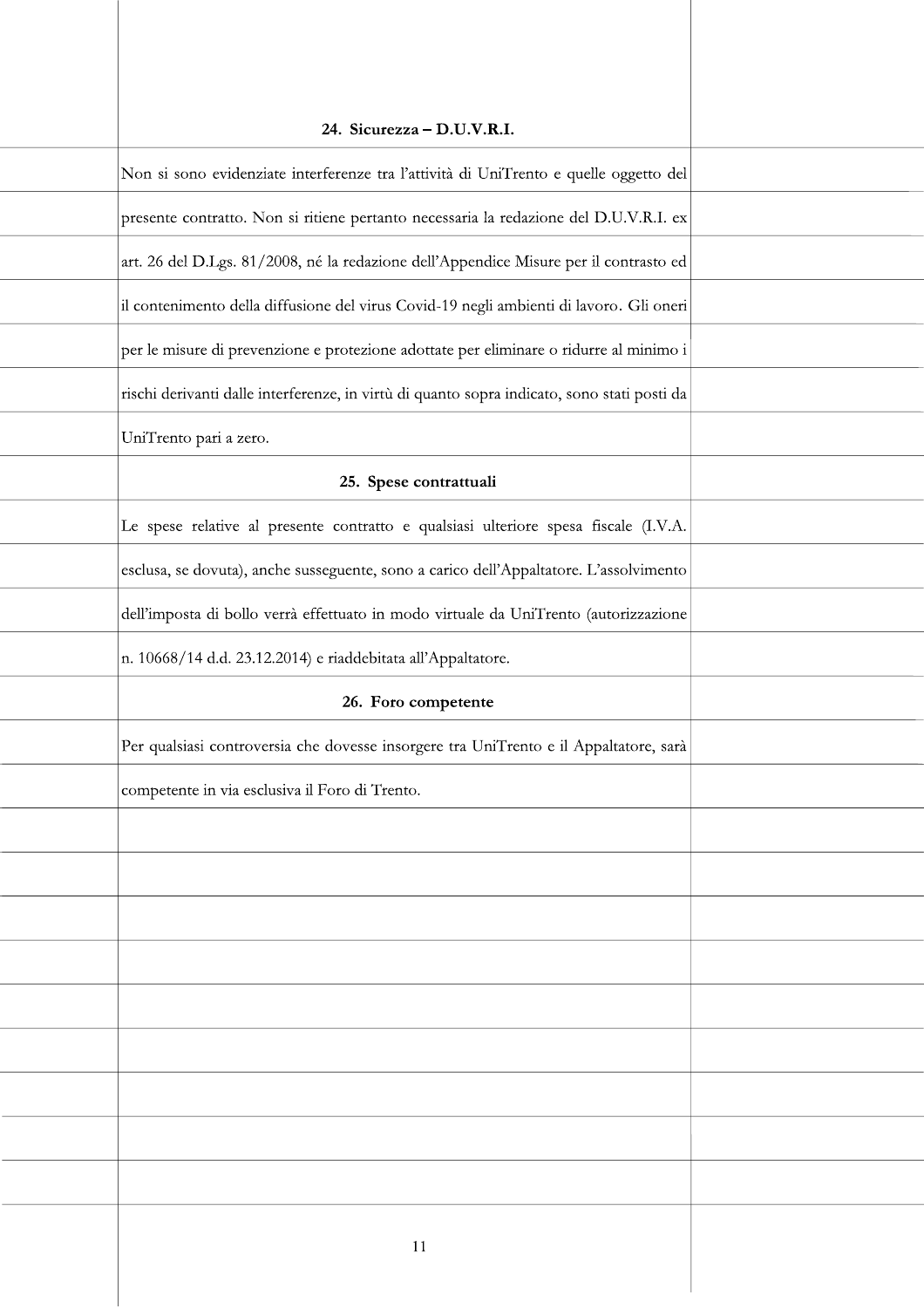## 24. Sicurezza – D.U.V.R.I.

Non si sono evidenziate interferenze tra l'attività di UniTrento e quelle oggetto del presente contratto. Non si ritiene pertanto necessaria la redazione del D.U.V.R.I. ex art. 26 del D.Lgs. 81/2008, né la redazione dell'Appendice Misure per il contrasto ed il contenimento della diffusione del virus Covid-19 negli ambienti di lavoro. Gli oneri per le misure di prevenzione e protezione adottate per eliminare o ridurre al minimo i rischi derivanti dalle interferenze, in virtù di quanto sopra indicato, sono stati posti da UniTrento pari a zero.

## 25. Spese contrattuali

Le spese relative al presente contratto e qualsiasi ulteriore spesa fiscale (I.V.A. esclusa, se dovuta), anche susseguente, sono a carico dell'Appaltatore. L'assolvimento dell'imposta di bollo verrà effettuato in modo virtuale da UniTrento (autorizzazione n. 10668/14 d.d. 23.12.2014) e riaddebitata all'Appaltatore.

## 26. Foro competente

Per qualsiasi controversia che dovesse insorgere tra UniTrento e il Appaltatore, sarà competente in via esclusiva il Foro di Trento.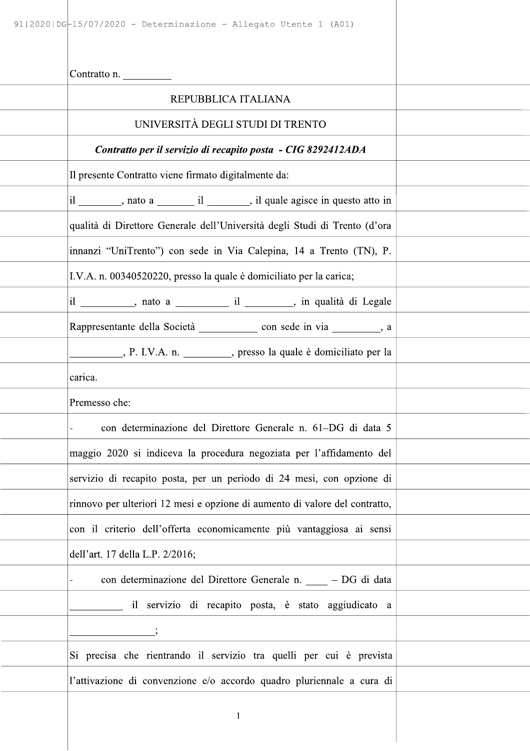Contratto n. _________

REPUBBLICA ITALIANA

UNIVERSITÀ DEGLI STUDI DI TRENTO

***Contratto per il servizio di recapito posta - CIG 8292412ADA***

Il presente Contratto viene firmato digitalmente da:

il ________, nato a _______ il ________, il quale agisce in questo atto in qualità di Direttore Generale dell'Università degli Studi di Trento (d'ora innanzi "UniTrento") con sede in Via Calepina, 14 a Trento (TN), P. I.V.A. n. 00340520220, presso la quale è domiciliato per la carica;

il __________, nato a __________ il _________, in qualità di Legale Rappresentante della Società ___________ con sede in via _________, a __________, P. I.V.A. n. _________, presso la quale è domiciliato per la carica.

Premesso che:

- con determinazione del Direttore Generale n. 61–DG di data 5 maggio 2020 si indiceva la procedura negoziata per l'affidamento del servizio di recapito posta, per un periodo di 24 mesi, con opzione di rinnovo per ulteriori 12 mesi e opzione di aumento di valore del contratto, con il criterio dell'offerta economicamente più vantaggiosa ai sensi dell'art. 17 della L.P. 2/2016;
- con determinazione del Direttore Generale n. ____ – DG di data __________ il servizio di recapito posta, è stato aggiudicato a ________________;

Si precisa che rientrando il servizio tra quelli per cui è prevista l'attivazione di convenzione e/o accordo quadro pluriennale a cura di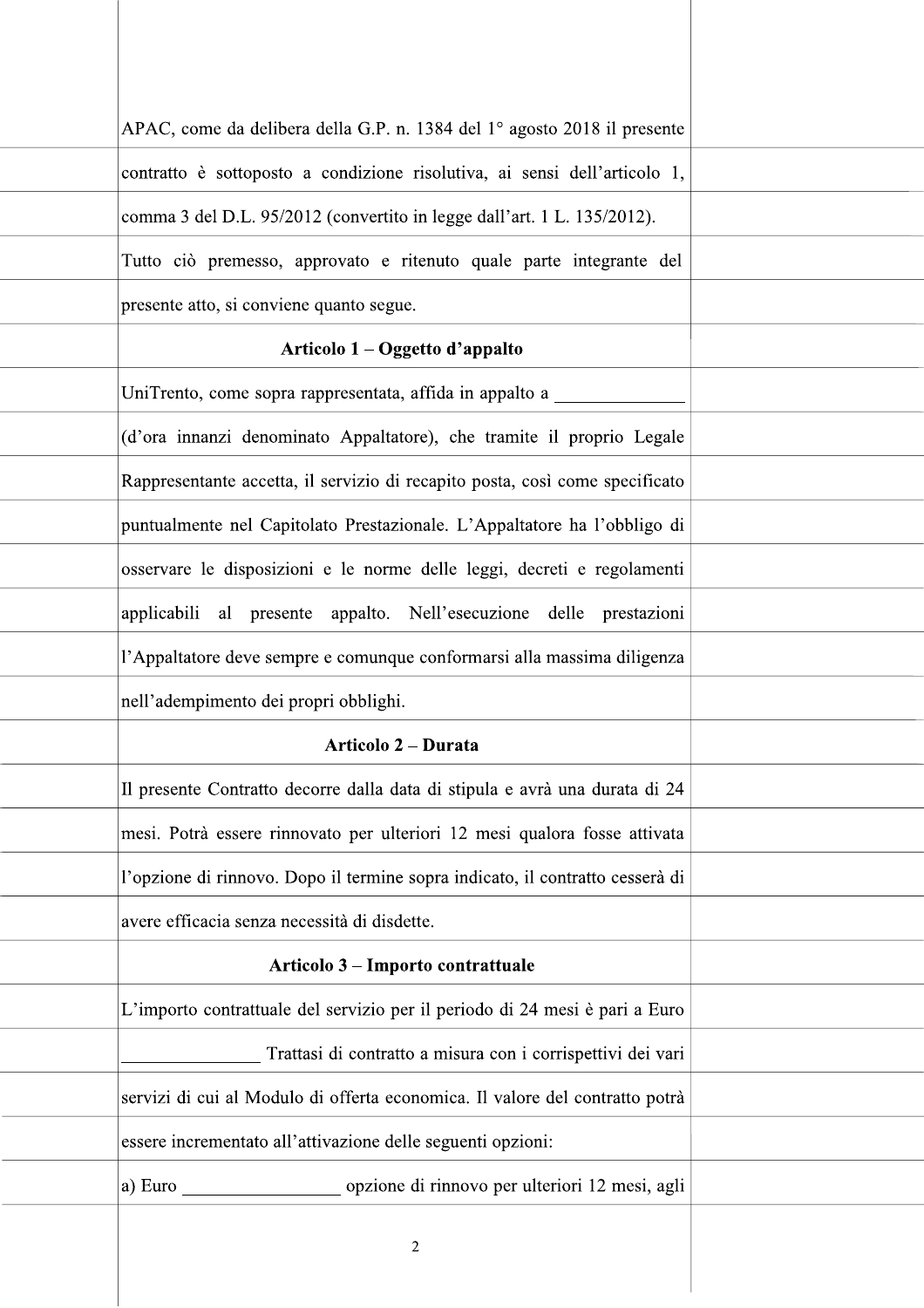APAC, come da delibera della G.P. n. 1384 del 1° agosto 2018 il presente contratto è sottoposto a condizione risolutiva, ai sensi dell'articolo 1, comma 3 del D.L. 95/2012 (convertito in legge dall'art. 1 L. 135/2012).

Tutto ciò premesso, approvato e ritenuto quale parte integrante del presente atto, si conviene quanto segue.

**Articolo 1 – Oggetto d'appalto**

UniTrento, come sopra rappresentata, affida in appalto a ______________ (d'ora innanzi denominato Appaltatore), che tramite il proprio Legale Rappresentante accetta, il servizio di recapito posta, così come specificato puntualmente nel Capitolato Prestazionale. L'Appaltatore ha l'obbligo di osservare le disposizioni e le norme delle leggi, decreti e regolamenti applicabili al presente appalto. Nell'esecuzione delle prestazioni l'Appaltatore deve sempre e comunque conformarsi alla massima diligenza nell'adempimento dei propri obblighi.

**Articolo 2 – Durata**

Il presente Contratto decorre dalla data di stipula e avrà una durata di 24 mesi. Potrà essere rinnovato per ulteriori 12 mesi qualora fosse attivata l'opzione di rinnovo. Dopo il termine sopra indicato, il contratto cesserà di avere efficacia senza necessità di disdette.

**Articolo 3 – Importo contrattuale**

L'importo contrattuale del servizio per il periodo di 24 mesi è pari a Euro ________________ Trattasi di contratto a misura con i corrispettivi dei vari servizi di cui al Modulo di offerta economica. Il valore del contratto potrà essere incrementato all'attivazione delle seguenti opzioni:

a) Euro __________________ opzione di rinnovo per ulteriori 12 mesi, agli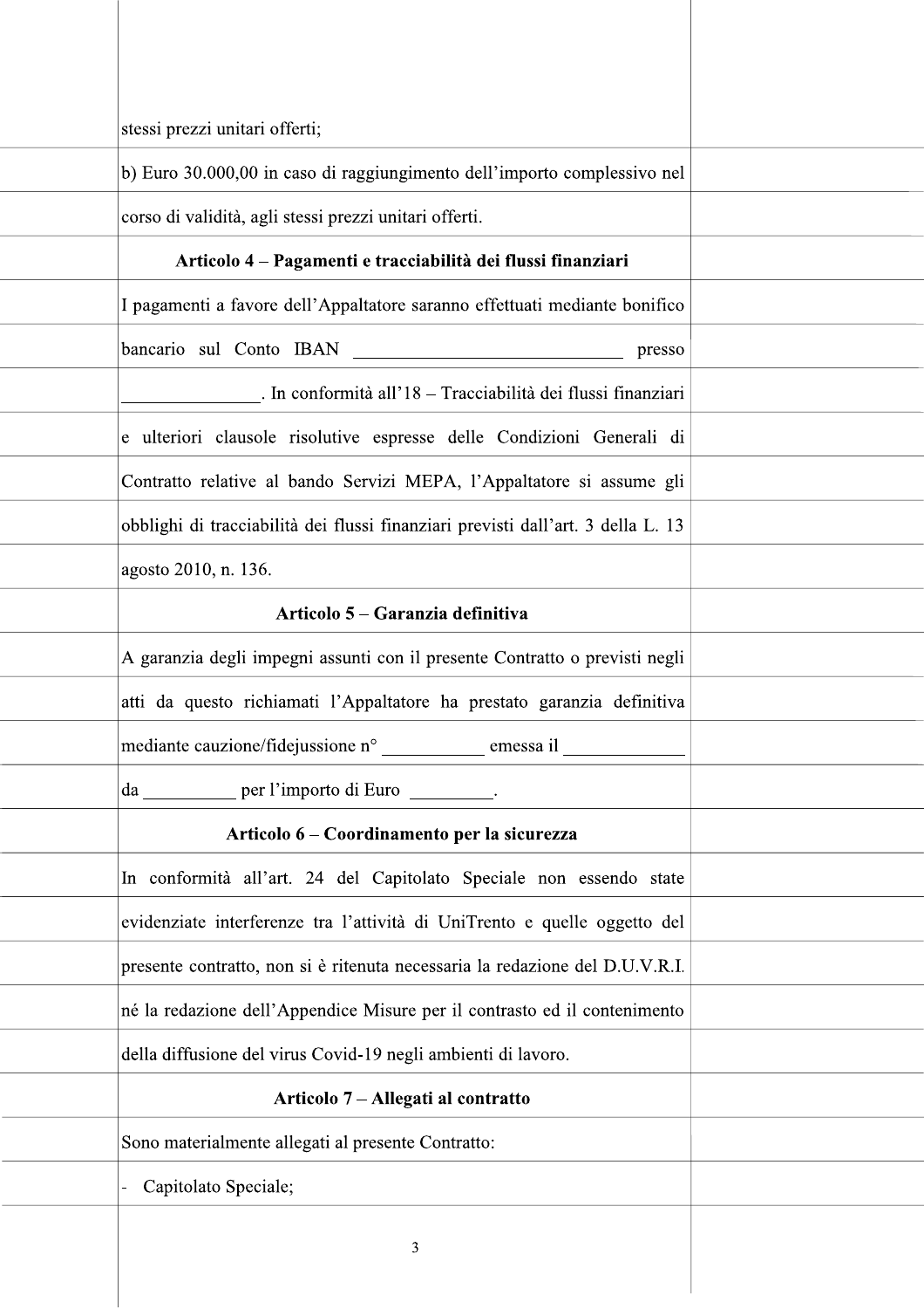stessi prezzi unitari offerti;

b) Euro 30.000,00 in caso di raggiungimento dell'importo complessivo nel corso di validità, agli stessi prezzi unitari offerti.

**Articolo 4 – Pagamenti e tracciabilità dei flussi finanziari**

I pagamenti a favore dell'Appaltatore saranno effettuati mediante bonifico bancario sul Conto IBAN _____________________________ presso ______________. In conformità all'18 – Tracciabilità dei flussi finanziari e ulteriori clausole risolutive espresse delle Condizioni Generali di Contratto relative al bando Servizi MEPA, l'Appaltatore si assume gli obblighi di tracciabilità dei flussi finanziari previsti dall'art. 3 della L. 13 agosto 2010, n. 136.

**Articolo 5 – Garanzia definitiva**

A garanzia degli impegni assunti con il presente Contratto o previsti negli atti da questo richiamati l'Appaltatore ha prestato garanzia definitiva mediante cauzione/fidejussione n° ___________ emessa il _____________ da __________ per l'importo di Euro _________.

**Articolo 6 – Coordinamento per la sicurezza**

In conformità all'art. 24 del Capitolato Speciale non essendo state evidenziate interferenze tra l'attività di UniTrento e quelle oggetto del presente contratto, non si è ritenuta necessaria la redazione del D.U.V.R.I. né la redazione dell'Appendice Misure per il contrasto ed il contenimento della diffusione del virus Covid-19 negli ambienti di lavoro.

**Articolo 7 – Allegati al contratto**

Sono materialmente allegati al presente Contratto:

- Capitolato Speciale;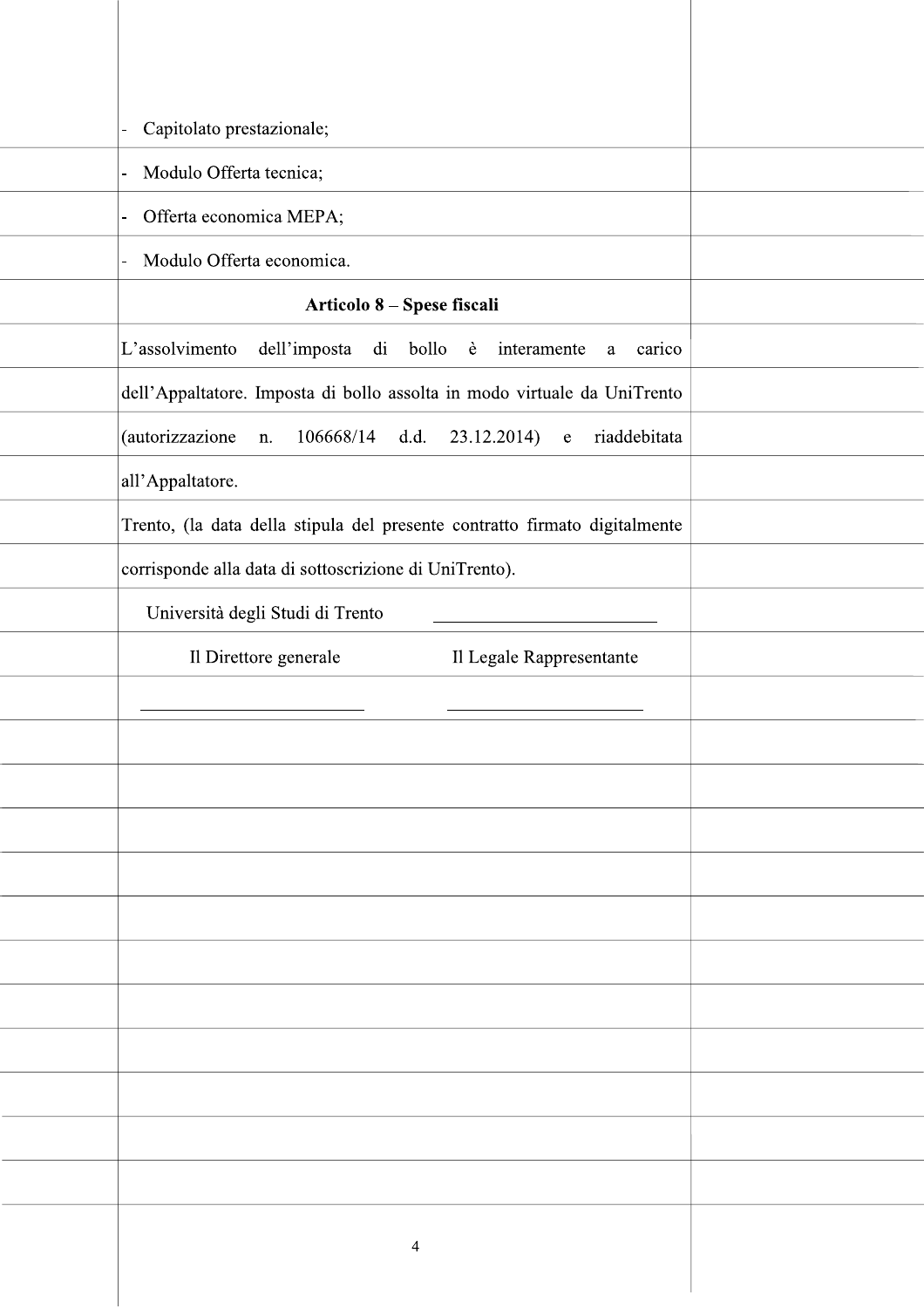- Capitolato prestazionale;
- Modulo Offerta tecnica;
- Offerta economica MEPA;
- Modulo Offerta economica.

**Articolo 8 – Spese fiscali**

L'assolvimento dell'imposta di bollo è interamente a carico dell'Appaltatore. Imposta di bollo assolta in modo virtuale da UniTrento (autorizzazione n. 106668/14 d.d. 23.12.2014) e riaddebitata all'Appaltatore.

Trento, (la data della stipula del presente contratto firmato digitalmente corrisponde alla data di sottoscrizione di UniTrento).

| Università degli Studi di Trento | ______________________ |
| --- | --- |
| Il Direttore generale | Il Legale Rappresentante |
| ______________________ | ______________________ |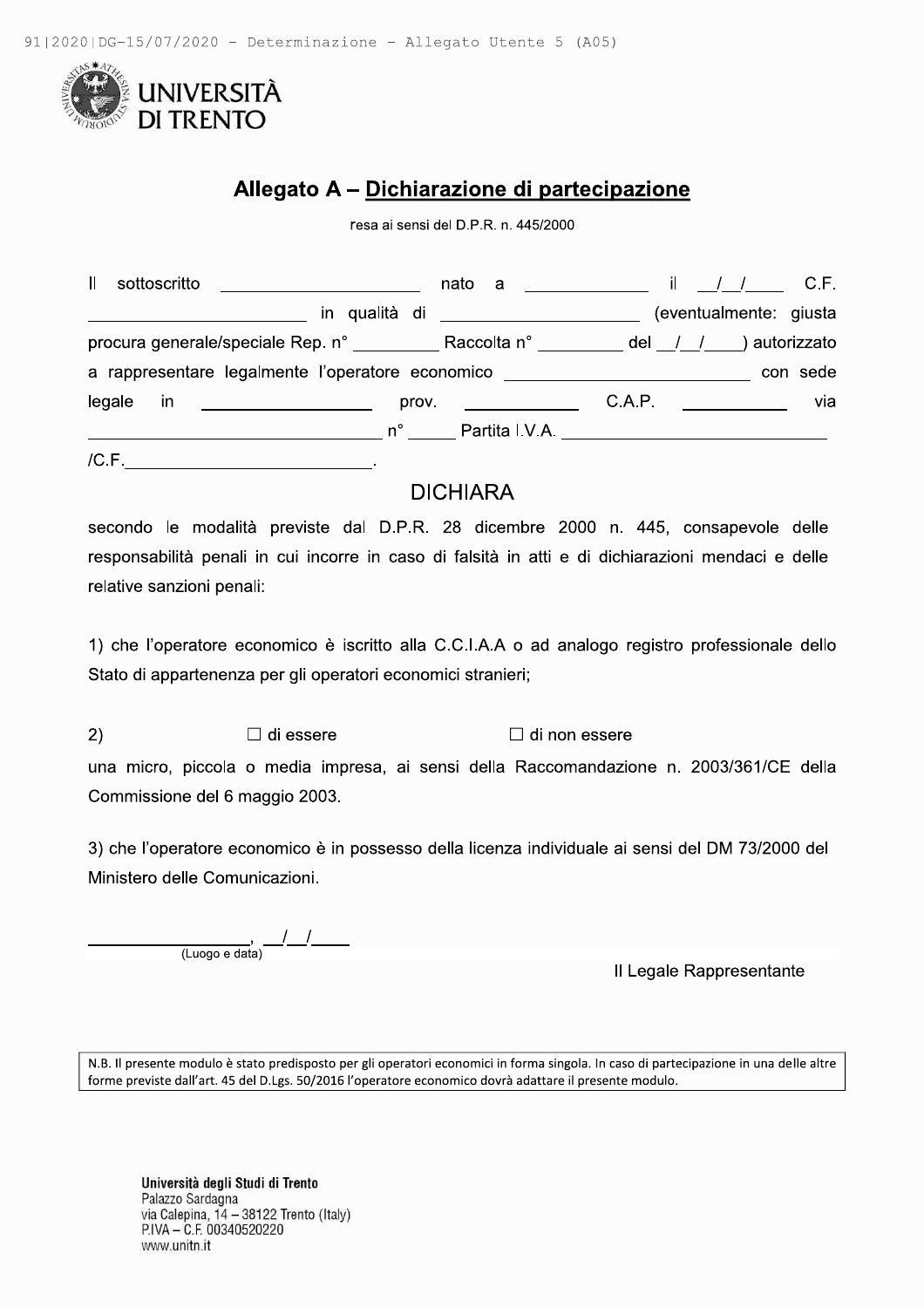# Allegato A – Dichiarazione di partecipazione

resa ai sensi del D.P.R. n. 445/2000

Il sottoscritto ____________________ nato a ____________ il __/__/____ C.F. ______________________ in qualità di ____________________ (eventualmente: giusta procura generale/speciale Rep. n° _________ Raccolta n° _________ del __/__/____) autorizzato a rappresentare legalmente l'operatore economico _________________________ con sede legale in _________________ prov. ___________ C.A.P. __________ via ______________________________ n° _____ Partita I.V.A. ___________________________ /C.F.__________________________.

## DICHIARA

secondo le modalità previste dal D.P.R. 28 dicembre 2000 n. 445, consapevole delle responsabilità penali in cui incorre in caso di falsità in atti e di dichiarazioni mendaci e delle relative sanzioni penali:

1) che l'operatore economico è iscritto alla C.C.I.A.A o ad analogo registro professionale dello Stato di appartenenza per gli operatori economici stranieri;

2) ☐ di essere ☐ di non essere

una micro, piccola o media impresa, ai sensi della Raccomandazione n. 2003/361/CE della Commissione del 6 maggio 2003.

3) che l'operatore economico è in possesso della licenza individuale ai sensi del DM 73/2000 del Ministero delle Comunicazioni.

________________, __/__/____
(Luogo e data)

Il Legale Rappresentante

N.B. Il presente modulo è stato predisposto per gli operatori economici in forma singola. In caso di partecipazione in una delle altre forme previste dall'art. 45 del D.Lgs. 50/2016 l'operatore economico dovrà adattare il presente modulo.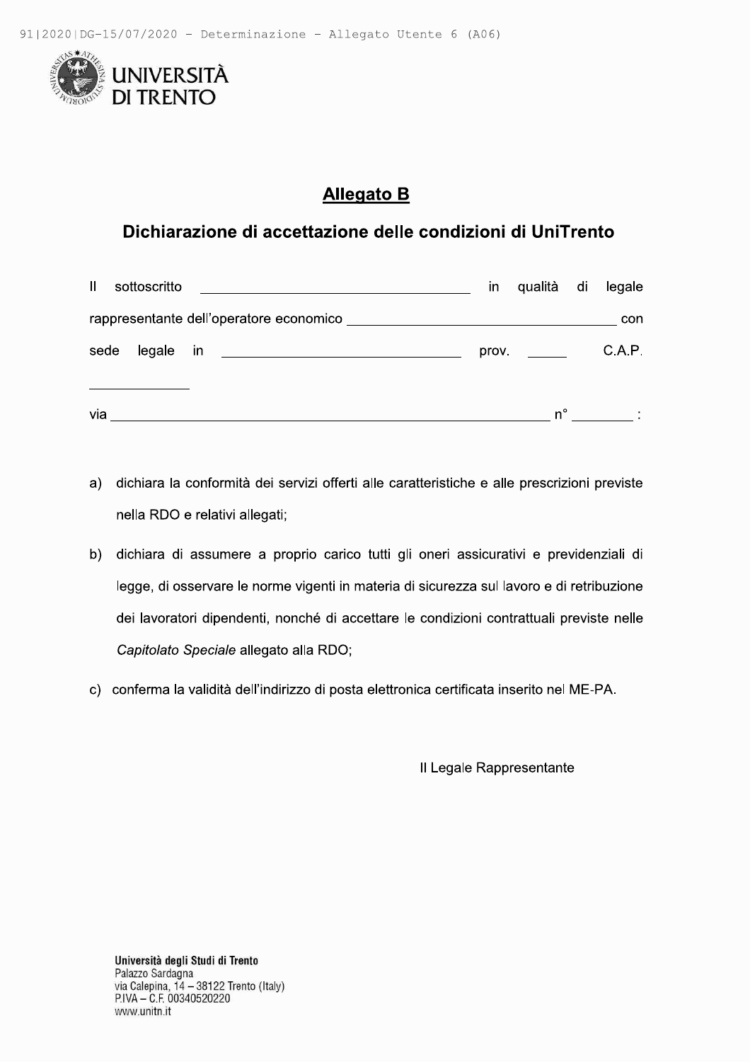## Allegato B

## Dichiarazione di accettazione delle condizioni di UniTrento

Il sottoscritto ____________________________________ in qualità di legale rappresentante dell'operatore economico ____________________________________ con sede legale in ________________________________ prov. ______ C.A.P. ______________

via ________________________________________________________________ n° _________ :

a) dichiara la conformità dei servizi offerti alle caratteristiche e alle prescrizioni previste nella RDO e relativi allegati;

b) dichiara di assumere a proprio carico tutti gli oneri assicurativi e previdenziali di legge, di osservare le norme vigenti in materia di sicurezza sul lavoro e di retribuzione dei lavoratori dipendenti, nonché di accettare le condizioni contrattuali previste nelle *Capitolato Speciale* allegato alla RDO;

c) conferma la validità dell'indirizzo di posta elettronica certificata inserito nel ME-PA.

Il Legale Rappresentante

**Università degli Studi di Trento**
Palazzo Sardagna
via Calepina, 14 – 38122 Trento (Italy)
P.IVA – C.F. 00340520220
www.unitn.it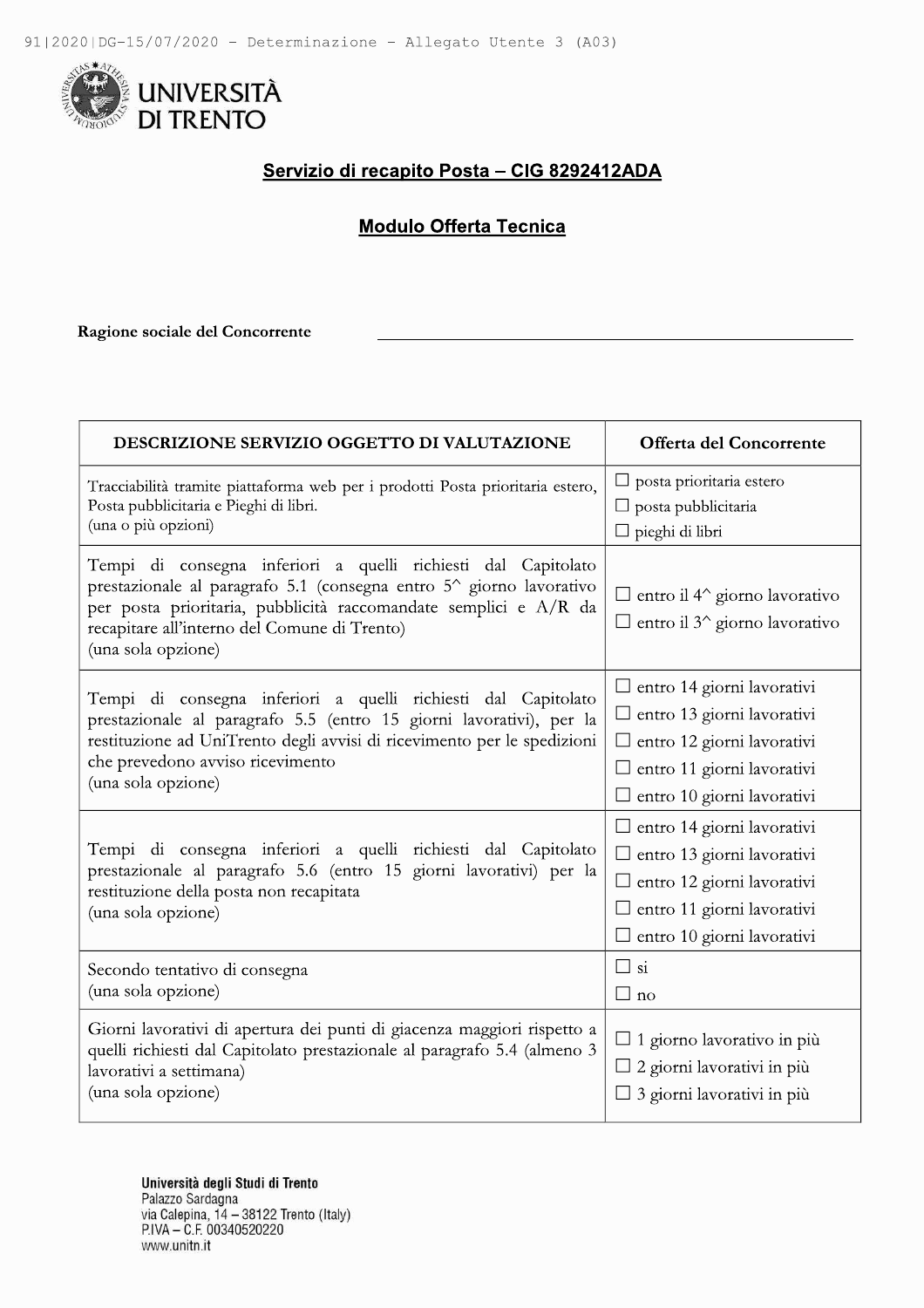**UNIVERSITÀ DI TRENTO**

**Servizio di recapito Posta – CIG 8292412ADA**

**Modulo Offerta Tecnica**

**Ragione sociale del Concorrente** ______________________________

| DESCRIZIONE SERVIZIO OGGETTO DI VALUTAZIONE | Offerta del Concorrente |
|---|---|
| Tracciabilità tramite piattaforma web per i prodotti Posta prioritaria estero, Posta pubblicitaria e Pieghi di libri.<br>(una o più opzioni) | ☐ posta prioritaria estero<br>☐ posta pubblicitaria<br>☐ pieghi di libri |
| Tempi di consegna inferiori a quelli richiesti dal Capitolato prestazionale al paragrafo 5.1 (consegna entro 5^ giorno lavorativo per posta prioritaria, pubblicità raccomandate semplici e A/R da recapitare all'interno del Comune di Trento)<br>(una sola opzione) | ☐ entro il 4^ giorno lavorativo<br>☐ entro il 3^ giorno lavorativo |
| Tempi di consegna inferiori a quelli richiesti dal Capitolato prestazionale al paragrafo 5.5 (entro 15 giorni lavorativi), per la restituzione ad UniTrento degli avvisi di ricevimento per le spedizioni che prevedono avviso ricevimento<br>(una sola opzione) | ☐ entro 14 giorni lavorativi<br>☐ entro 13 giorni lavorativi<br>☐ entro 12 giorni lavorativi<br>☐ entro 11 giorni lavorativi<br>☐ entro 10 giorni lavorativi |
| Tempi di consegna inferiori a quelli richiesti dal Capitolato prestazionale al paragrafo 5.6 (entro 15 giorni lavorativi) per la restituzione della posta non recapitata<br>(una sola opzione) | ☐ entro 14 giorni lavorativi<br>☐ entro 13 giorni lavorativi<br>☐ entro 12 giorni lavorativi<br>☐ entro 11 giorni lavorativi<br>☐ entro 10 giorni lavorativi |
| Secondo tentativo di consegna<br>(una sola opzione) | ☐ si<br>☐ no |
| Giorni lavorativi di apertura dei punti di giacenza maggiori rispetto a quelli richiesti dal Capitolato prestazionale al paragrafo 5.4 (almeno 3 lavorativi a settimana)<br>(una sola opzione) | ☐ 1 giorno lavorativo in più<br>☐ 2 giorni lavorativi in più<br>☐ 3 giorni lavorativi in più |

**Università degli Studi di Trento**
Palazzo Sardagna
via Calepina, 14 – 38122 Trento (Italy)
P.IVA – C.F. 00340520220
www.unitn.it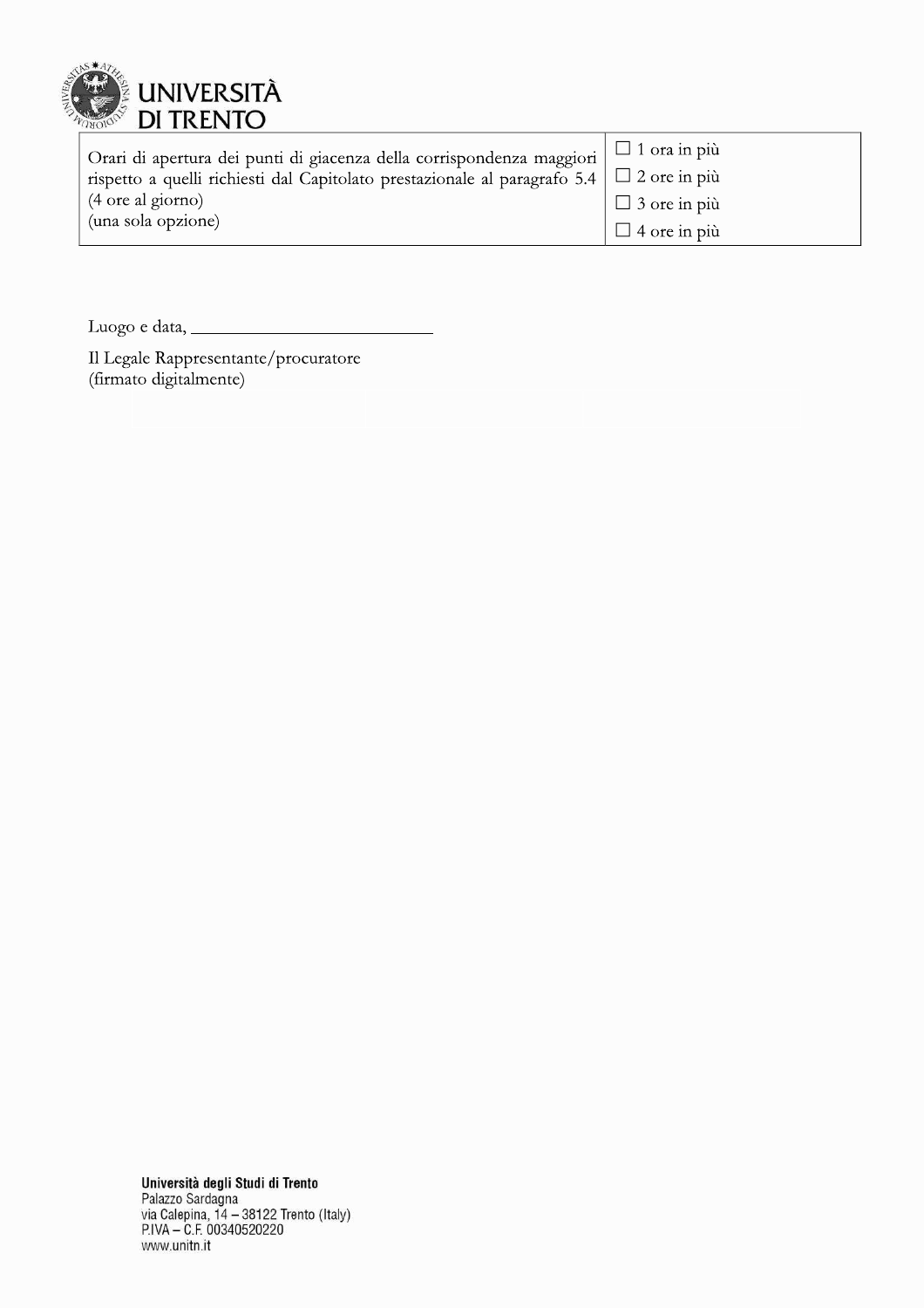| | |
|---|---|
| Orari di apertura dei punti di giacenza della corrispondenza maggiori rispetto a quelli richiesti dal Capitolato prestazionale al paragrafo 5.4 (4 ore al giorno) (una sola opzione) | ☐ 1 ora in più<br>☐ 2 ore in più<br>☐ 3 ore in più<br>☐ 4 ore in più |

Luogo e data, ___________________________

Il Legale Rappresentante/procuratore
(firmato digitalmente)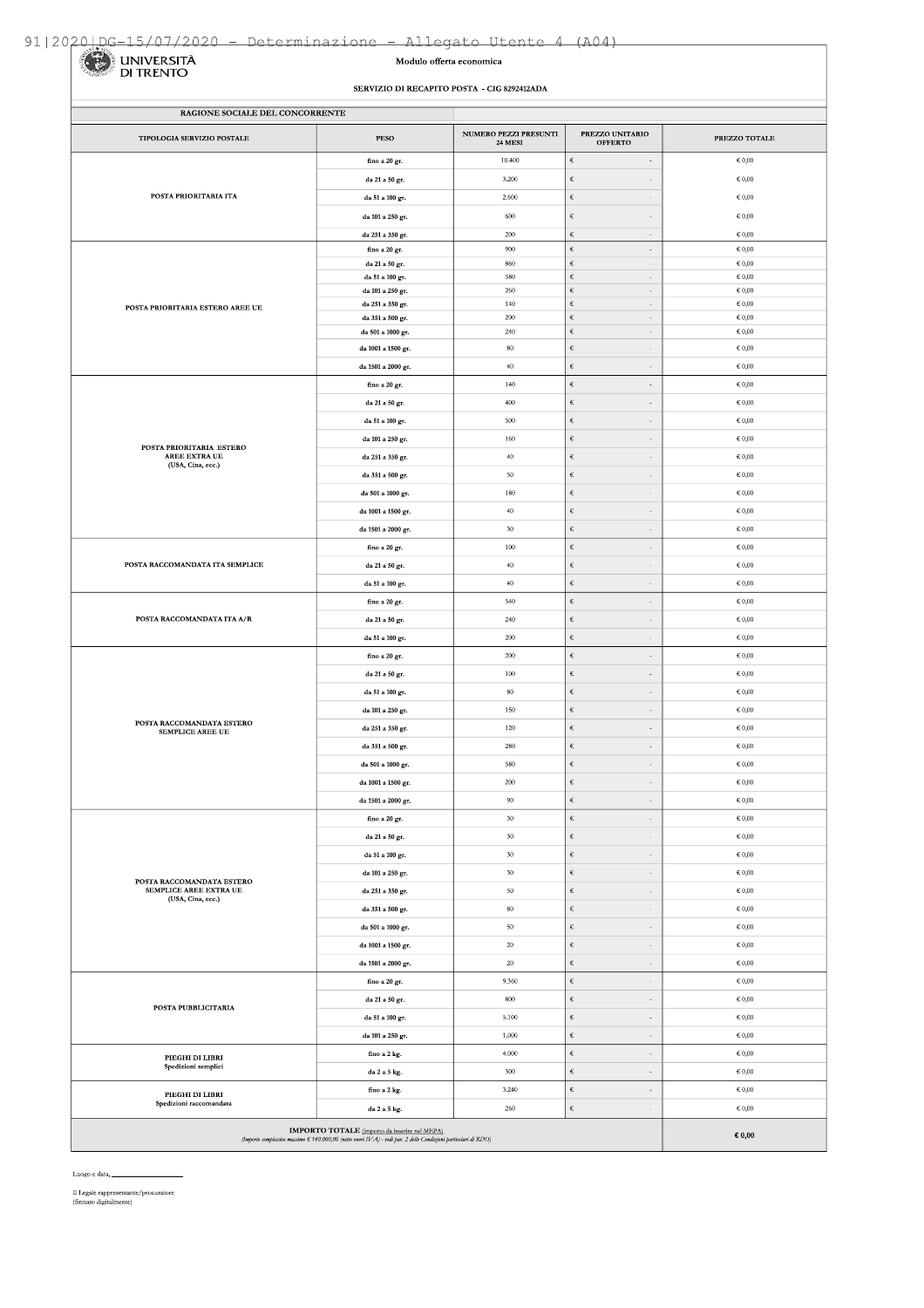91|2020|DG-15/07/2020 - Determinazione - Allegato Utente 4 (A04)

UNIVERSITÀ DI TRENTO

Modulo offerta economica

SERVIZIO DI RECAPITO POSTA - CIG 8292412ADA

| RAGIONE SOCIALE DEL CONCORRENTE | | | | |
|---|---|---|---|---|
| **TIPOLOGIA SERVIZIO POSTALE** | **PESO** | **NUMERO PEZZI PRESUNTI 24 MESI** | **PREZZO UNITARIO OFFERTO** | **PREZZO TOTALE** |
| POSTA PRIORITARIA ITA | fino a 20 gr. | 10.400 | € - | € 0,00 |
| | da 21 a 50 gr. | 3.200 | € - | € 0,00 |
| | da 51 a 100 gr. | 2.600 | € - | € 0,00 |
| | da 101 a 250 gr. | 600 | € - | € 0,00 |
| | da 251 a 350 gr. | 200 | € - | € 0,00 |
| POSTA PRIORITARIA ESTERO AREE UE | fino a 20 gr. | 900 | € - | € 0,00 |
| | da 21 a 50 gr. | 860 | € - | € 0,00 |
| | da 51 a 100 gr. | 580 | € - | € 0,00 |
| | da 101 a 250 gr. | 260 | € - | € 0,00 |
| | da 251 a 350 gr. | 140 | € - | € 0,00 |
| | da 351 a 500 gr. | 200 | € - | € 0,00 |
| | da 501 a 1000 gr. | 240 | € - | € 0,00 |
| | da 1001 a 1500 gr. | 80 | € - | € 0,00 |
| | da 1501 a 2000 gr. | 40 | € - | € 0,00 |
| POSTA PRIORITARIA ESTERO AREE EXTRA UE (USA, Cina, ecc.) | fino a 20 gr. | 140 | € - | € 0,00 |
| | da 21 a 50 gr. | 400 | € - | € 0,00 |
| | da 51 a 100 gr. | 500 | € - | € 0,00 |
| | da 101 a 250 gr. | 160 | € - | € 0,00 |
| | da 251 a 350 gr. | 40 | € - | € 0,00 |
| | da 351 a 500 gr. | 50 | € - | € 0,00 |
| | da 501 a 1000 gr. | 180 | € - | € 0,00 |
| | da 1001 a 1500 gr. | 40 | € - | € 0,00 |
| | da 1501 a 2000 gr. | 30 | € - | € 0,00 |
| POSTA RACCOMANDATA ITA SEMPLICE | fino a 20 gr. | 100 | € - | € 0,00 |
| | da 21 a 50 gr. | 40 | € - | € 0,00 |
| | da 51 a 100 gr. | 40 | € - | € 0,00 |
| POSTA RACCOMANDATA ITA A/R | fino a 20 gr. | 540 | € - | € 0,00 |
| | da 21 a 50 gr. | 240 | € - | € 0,00 |
| | da 51 a 100 gr. | 200 | € - | € 0,00 |
| POSTA RACCOMANDATA ESTERO SEMPLICE AREE UE | fino a 20 gr. | 200 | € - | € 0,00 |
| | da 21 a 50 gr. | 100 | € - | € 0,00 |
| | da 51 a 100 gr. | 80 | € - | € 0,00 |
| | da 101 a 250 gr. | 150 | € - | € 0,00 |
| | da 251 a 350 gr. | 120 | € - | € 0,00 |
| | da 351 a 500 gr. | 280 | € - | € 0,00 |
| | da 501 a 1000 gr. | 580 | € - | € 0,00 |
| | da 1001 a 1500 gr. | 200 | € - | € 0,00 |
| | da 1501 a 2000 gr. | 90 | € - | € 0,00 |
| POSTA RACCOMANDATA ESTERO SEMPLICE AREE EXTRA UE (USA, Cina, ecc.) | fino a 20 gr. | 30 | € - | € 0,00 |
| | da 21 a 50 gr. | 30 | € - | € 0,00 |
| | da 51 a 100 gr. | 30 | € - | € 0,00 |
| | da 101 a 250 gr. | 30 | € - | € 0,00 |
| | da 251 a 350 gr. | 50 | € - | € 0,00 |
| | da 351 a 500 gr. | 80 | € - | € 0,00 |
| | da 501 a 1000 gr. | 50 | € - | € 0,00 |
| | da 1001 a 1500 gr. | 20 | € - | € 0,00 |
| | da 1501 a 2000 gr. | 20 | € - | € 0,00 |
| POSTA PUBBLICITARIA | fino a 20 gr. | 9.360 | € - | € 0,00 |
| | da 21 a 50 gr. | 800 | € - | € 0,00 |
| | da 51 a 100 gr. | 5.100 | € - | € 0,00 |
| | da 101 a 250 gr. | 1.000 | € - | € 0,00 |
| PIEGHI DI LIBRI Spedizioni semplici | fino a 2 kg. | 4.000 | € - | € 0,00 |
| | da 2 a 5 kg. | 300 | € - | € 0,00 |
| PIEGHI DI LIBRI Spedizioni raccomandata | fino a 2 kg. | 3.240 | € - | € 0,00 |
| | da 2 a 5 kg. | 260 | € - | € 0,00 |
| **IMPORTO TOTALE** (importo da inserire nel MEPA) *(Importo complessivo massimo € 140.000,00 (netto oneri IVA) - vedi par. 2 delle Condizioni particolari di RDO)* | | | | **€ 0,00** |

Luogo e data, \_\_\_\_\_\_\_\_\_\_\_\_\_\_\_\_

Il Legale rappresentante/procuratore
(firmato digitalmente)